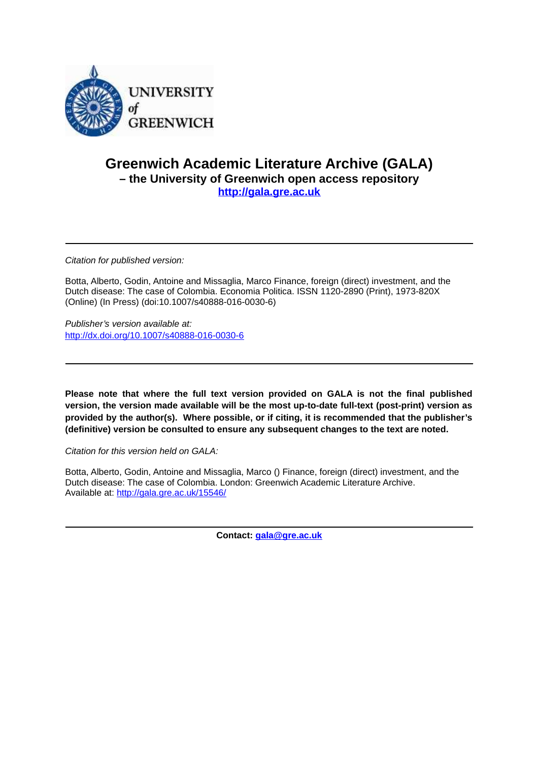UNIVERSITY of GREENWICH

# Greenwich Academic Literature Archive (GALA)

## – the University of Greenwich open access repository

**http://gala.gre.ac.uk**

---

*Citation for published version:*

Botta, Alberto, Godin, Antoine and Missaglia, Marco Finance, foreign (direct) investment, and the Dutch disease: The case of Colombia. Economia Politica. ISSN 1120-2890 (Print), 1973-820X (Online) (In Press) (doi:10.1007/s40888-016-0030-6)

*Publisher's version available at:*
http://dx.doi.org/10.1007/s40888-016-0030-6

---

**Please note that where the full text version provided on GALA is not the final published version, the version made available will be the most up-to-date full-text (post-print) version as provided by the author(s). Where possible, or if citing, it is recommended that the publisher's (definitive) version be consulted to ensure any subsequent changes to the text are noted.**

*Citation for this version held on GALA:*

Botta, Alberto, Godin, Antoine and Missaglia, Marco () Finance, foreign (direct) investment, and the Dutch disease: The case of Colombia. London: Greenwich Academic Literature Archive.
Available at: http://gala.gre.ac.uk/15546/

---

**Contact: gala@gre.ac.uk**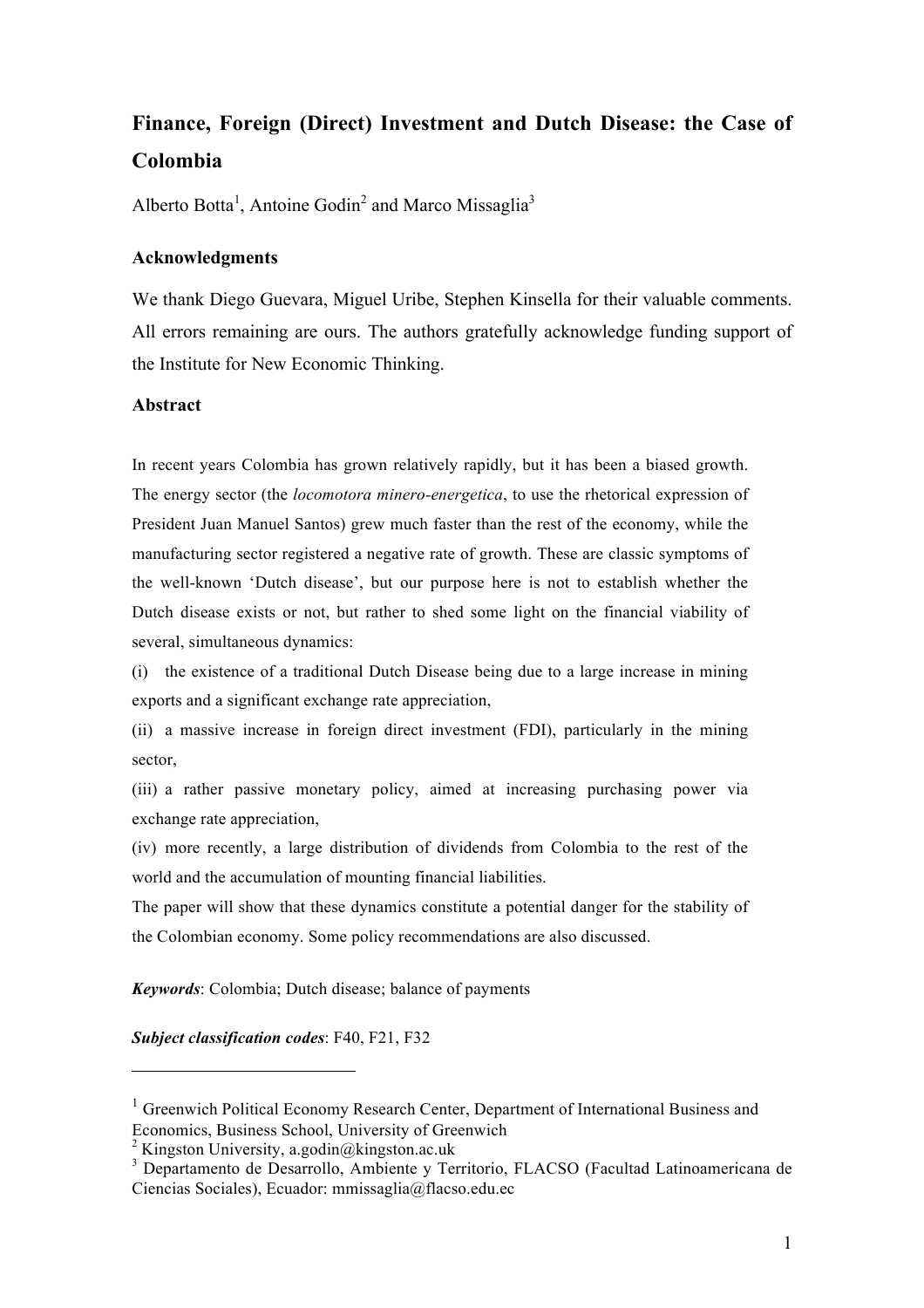# Finance, Foreign (Direct) Investment and Dutch Disease: the Case of Colombia

Alberto Botta[1], Antoine Godin[2] and Marco Missaglia[3]

### Acknowledgments

We thank Diego Guevara, Miguel Uribe, Stephen Kinsella for their valuable comments. All errors remaining are ours. The authors gratefully acknowledge funding support of the Institute for New Economic Thinking.

### Abstract

In recent years Colombia has grown relatively rapidly, but it has been a biased growth. The energy sector (the *locomotora minero-energetica*, to use the rhetorical expression of President Juan Manuel Santos) grew much faster than the rest of the economy, while the manufacturing sector registered a negative rate of growth. These are classic symptoms of the well-known 'Dutch disease', but our purpose here is not to establish whether the Dutch disease exists or not, but rather to shed some light on the financial viability of several, simultaneous dynamics:

(i) the existence of a traditional Dutch Disease being due to a large increase in mining exports and a significant exchange rate appreciation,

(ii) a massive increase in foreign direct investment (FDI), particularly in the mining sector,

(iii) a rather passive monetary policy, aimed at increasing purchasing power via exchange rate appreciation,

(iv) more recently, a large distribution of dividends from Colombia to the rest of the world and the accumulation of mounting financial liabilities.

The paper will show that these dynamics constitute a potential danger for the stability of the Colombian economy. Some policy recommendations are also discussed.

***Keywords***: Colombia; Dutch disease; balance of payments

***Subject classification codes***: F40, F21, F32

---

[1] Greenwich Political Economy Research Center, Department of International Business and Economics, Business School, University of Greenwich

[2] Kingston University, a.godin@kingston.ac.uk

[3] Departamento de Desarrollo, Ambiente y Territorio, FLACSO (Facultad Latinoamericana de Ciencias Sociales), Ecuador: mmissaglia@flacso.edu.ec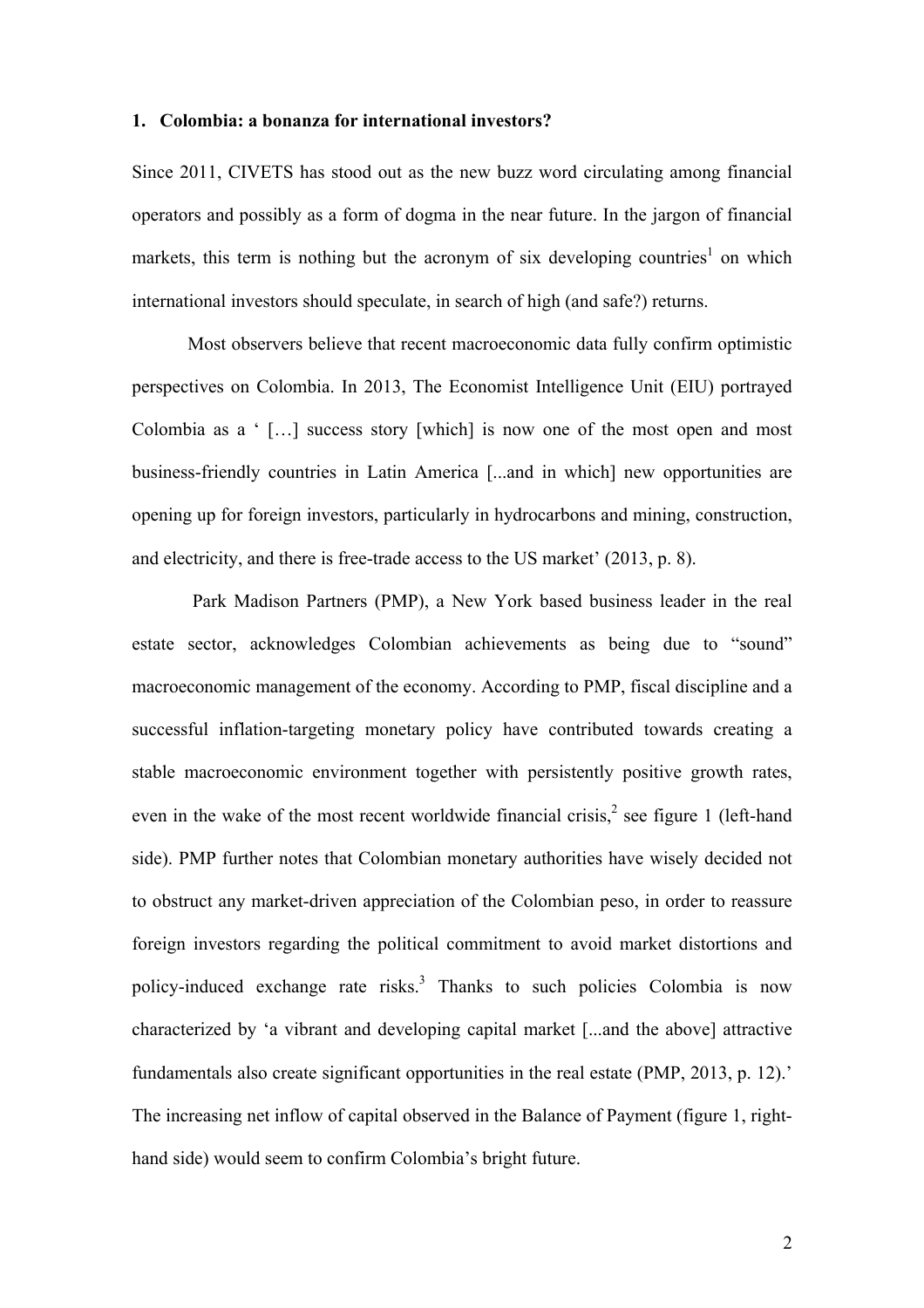## 1. Colombia: a bonanza for international investors?

Since 2011, CIVETS has stood out as the new buzz word circulating among financial operators and possibly as a form of dogma in the near future. In the jargon of financial markets, this term is nothing but the acronym of six developing countries[1] on which international investors should speculate, in search of high (and safe?) returns.

Most observers believe that recent macroeconomic data fully confirm optimistic perspectives on Colombia. In 2013, The Economist Intelligence Unit (EIU) portrayed Colombia as a ' […] success story [which] is now one of the most open and most business-friendly countries in Latin America [...and in which] new opportunities are opening up for foreign investors, particularly in hydrocarbons and mining, construction, and electricity, and there is free-trade access to the US market' (2013, p. 8).

Park Madison Partners (PMP), a New York based business leader in the real estate sector, acknowledges Colombian achievements as being due to "sound" macroeconomic management of the economy. According to PMP, fiscal discipline and a successful inflation-targeting monetary policy have contributed towards creating a stable macroeconomic environment together with persistently positive growth rates, even in the wake of the most recent worldwide financial crisis,[2] see figure 1 (left-hand side). PMP further notes that Colombian monetary authorities have wisely decided not to obstruct any market-driven appreciation of the Colombian peso, in order to reassure foreign investors regarding the political commitment to avoid market distortions and policy-induced exchange rate risks.[3] Thanks to such policies Colombia is now characterized by 'a vibrant and developing capital market [...and the above] attractive fundamentals also create significant opportunities in the real estate (PMP, 2013, p. 12).' The increasing net inflow of capital observed in the Balance of Payment (figure 1, right-hand side) would seem to confirm Colombia's bright future.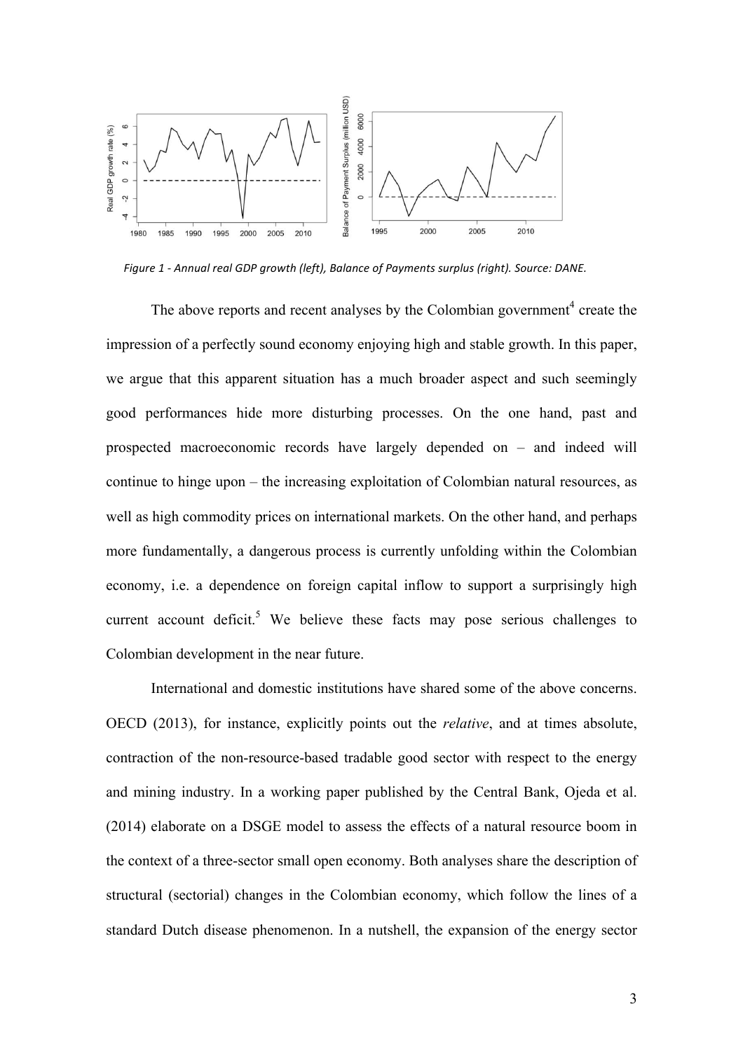*Figure 1 - Annual real GDP growth (left), Balance of Payments surplus (right). Source: DANE.*

The above reports and recent analyses by the Colombian government[4] create the impression of a perfectly sound economy enjoying high and stable growth. In this paper, we argue that this apparent situation has a much broader aspect and such seemingly good performances hide more disturbing processes. On the one hand, past and prospected macroeconomic records have largely depended on – and indeed will continue to hinge upon – the increasing exploitation of Colombian natural resources, as well as high commodity prices on international markets. On the other hand, and perhaps more fundamentally, a dangerous process is currently unfolding within the Colombian economy, i.e. a dependence on foreign capital inflow to support a surprisingly high current account deficit.[5] We believe these facts may pose serious challenges to Colombian development in the near future.

International and domestic institutions have shared some of the above concerns. OECD (2013), for instance, explicitly points out the *relative*, and at times absolute, contraction of the non-resource-based tradable good sector with respect to the energy and mining industry. In a working paper published by the Central Bank, Ojeda et al. (2014) elaborate on a DSGE model to assess the effects of a natural resource boom in the context of a three-sector small open economy. Both analyses share the description of structural (sectorial) changes in the Colombian economy, which follow the lines of a standard Dutch disease phenomenon. In a nutshell, the expansion of the energy sector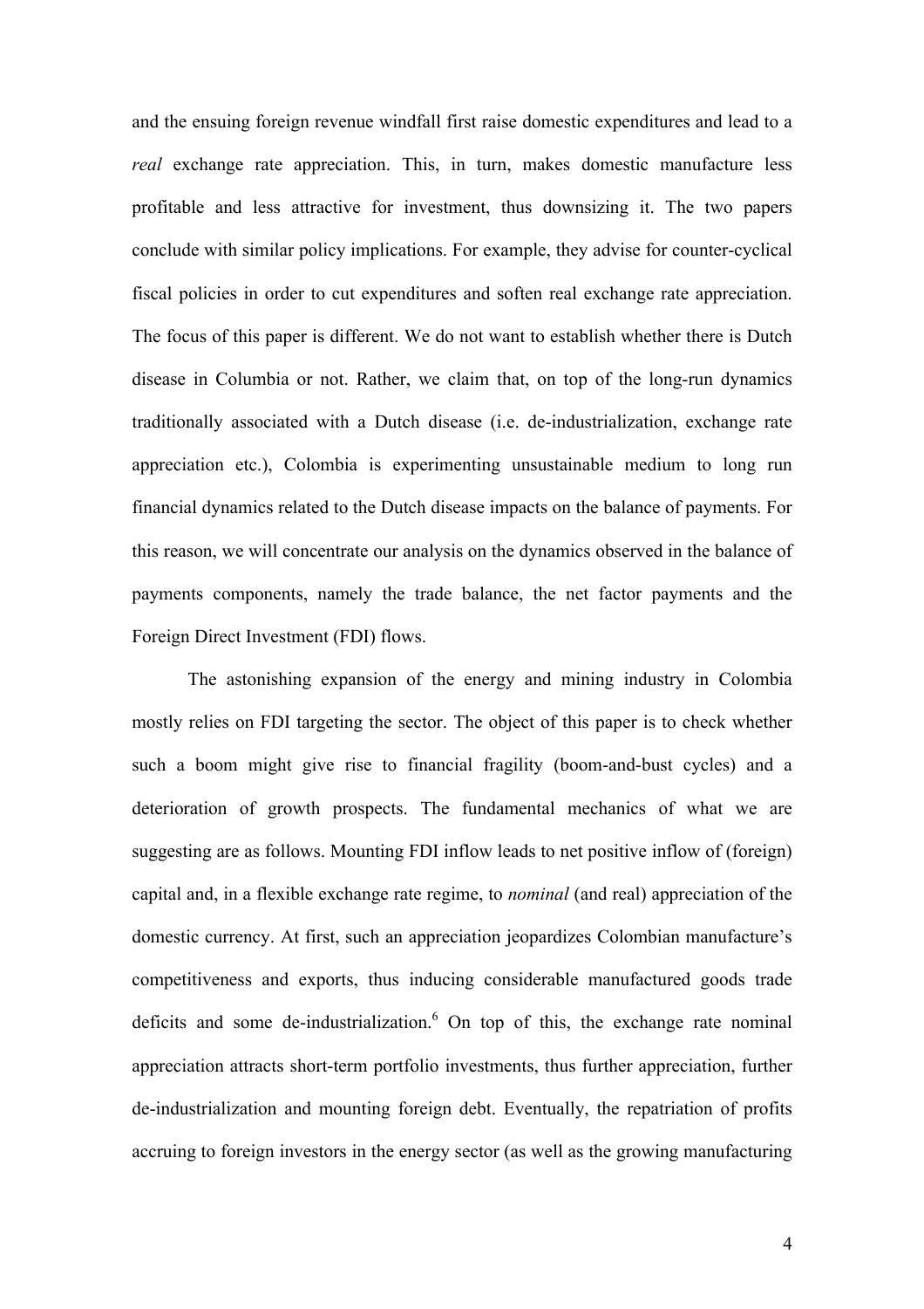and the ensuing foreign revenue windfall first raise domestic expenditures and lead to a *real* exchange rate appreciation. This, in turn, makes domestic manufacture less profitable and less attractive for investment, thus downsizing it. The two papers conclude with similar policy implications. For example, they advise for counter-cyclical fiscal policies in order to cut expenditures and soften real exchange rate appreciation. The focus of this paper is different. We do not want to establish whether there is Dutch disease in Columbia or not. Rather, we claim that, on top of the long-run dynamics traditionally associated with a Dutch disease (i.e. de-industrialization, exchange rate appreciation etc.), Colombia is experimenting unsustainable medium to long run financial dynamics related to the Dutch disease impacts on the balance of payments. For this reason, we will concentrate our analysis on the dynamics observed in the balance of payments components, namely the trade balance, the net factor payments and the Foreign Direct Investment (FDI) flows.

The astonishing expansion of the energy and mining industry in Colombia mostly relies on FDI targeting the sector. The object of this paper is to check whether such a boom might give rise to financial fragility (boom-and-bust cycles) and a deterioration of growth prospects. The fundamental mechanics of what we are suggesting are as follows. Mounting FDI inflow leads to net positive inflow of (foreign) capital and, in a flexible exchange rate regime, to *nominal* (and real) appreciation of the domestic currency. At first, such an appreciation jeopardizes Colombian manufacture's competitiveness and exports, thus inducing considerable manufactured goods trade deficits and some de-industrialization.[6] On top of this, the exchange rate nominal appreciation attracts short-term portfolio investments, thus further appreciation, further de-industrialization and mounting foreign debt. Eventually, the repatriation of profits accruing to foreign investors in the energy sector (as well as the growing manufacturing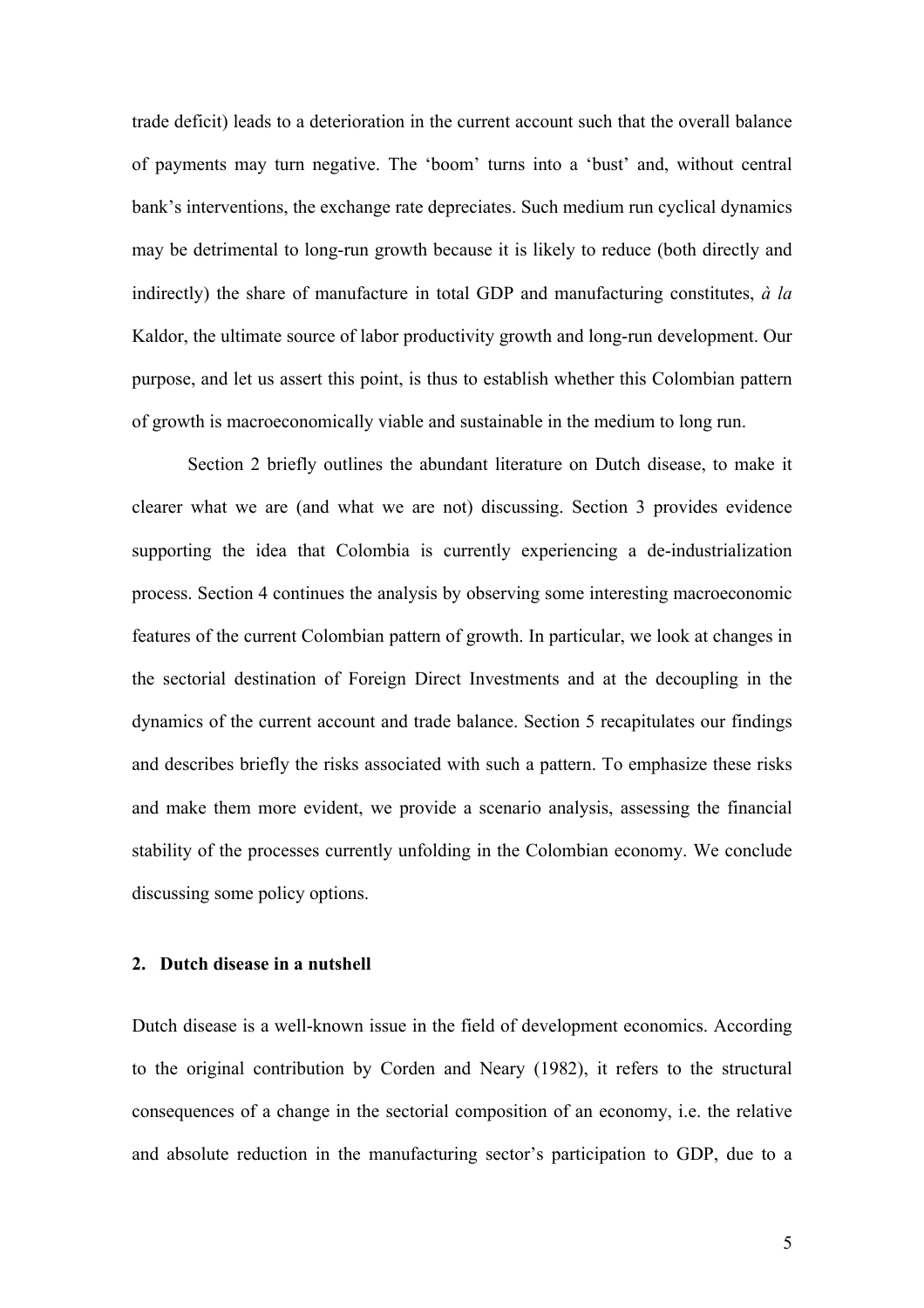trade deficit) leads to a deterioration in the current account such that the overall balance of payments may turn negative. The 'boom' turns into a 'bust' and, without central bank's interventions, the exchange rate depreciates. Such medium run cyclical dynamics may be detrimental to long-run growth because it is likely to reduce (both directly and indirectly) the share of manufacture in total GDP and manufacturing constitutes, *à la* Kaldor, the ultimate source of labor productivity growth and long-run development. Our purpose, and let us assert this point, is thus to establish whether this Colombian pattern of growth is macroeconomically viable and sustainable in the medium to long run.

Section 2 briefly outlines the abundant literature on Dutch disease, to make it clearer what we are (and what we are not) discussing. Section 3 provides evidence supporting the idea that Colombia is currently experiencing a de-industrialization process. Section 4 continues the analysis by observing some interesting macroeconomic features of the current Colombian pattern of growth. In particular, we look at changes in the sectorial destination of Foreign Direct Investments and at the decoupling in the dynamics of the current account and trade balance. Section 5 recapitulates our findings and describes briefly the risks associated with such a pattern. To emphasize these risks and make them more evident, we provide a scenario analysis, assessing the financial stability of the processes currently unfolding in the Colombian economy. We conclude discussing some policy options.

## 2. Dutch disease in a nutshell

Dutch disease is a well-known issue in the field of development economics. According to the original contribution by Corden and Neary (1982), it refers to the structural consequences of a change in the sectorial composition of an economy, i.e. the relative and absolute reduction in the manufacturing sector's participation to GDP, due to a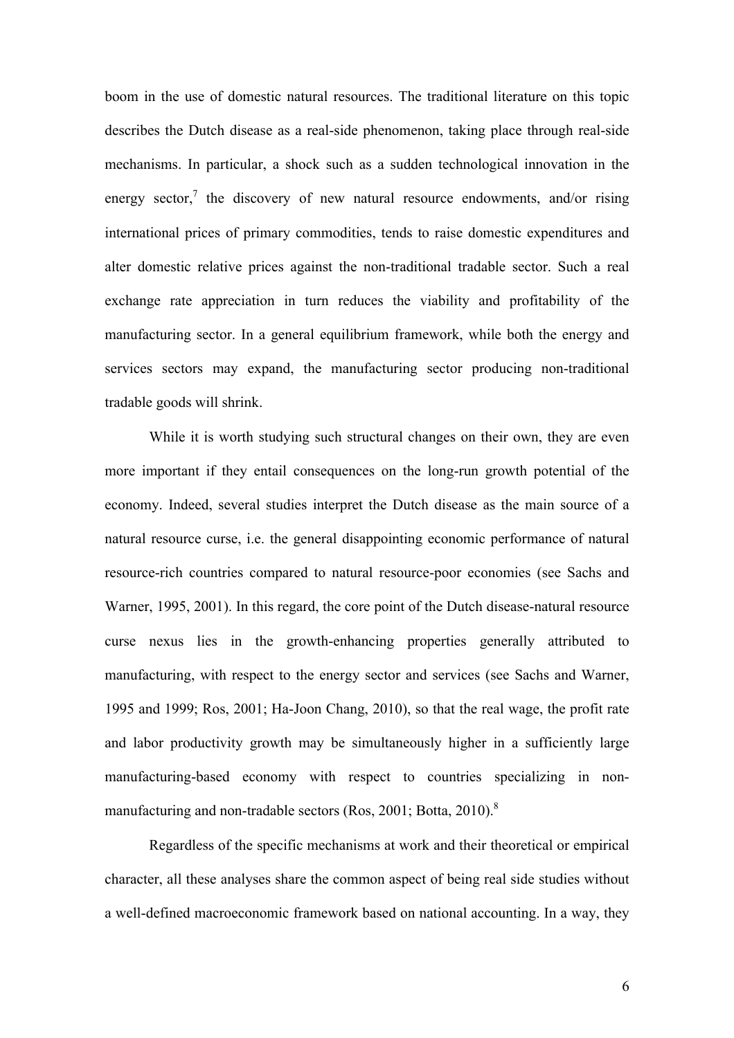boom in the use of domestic natural resources. The traditional literature on this topic describes the Dutch disease as a real-side phenomenon, taking place through real-side mechanisms. In particular, a shock such as a sudden technological innovation in the energy sector,[7] the discovery of new natural resource endowments, and/or rising international prices of primary commodities, tends to raise domestic expenditures and alter domestic relative prices against the non-traditional tradable sector. Such a real exchange rate appreciation in turn reduces the viability and profitability of the manufacturing sector. In a general equilibrium framework, while both the energy and services sectors may expand, the manufacturing sector producing non-traditional tradable goods will shrink.

While it is worth studying such structural changes on their own, they are even more important if they entail consequences on the long-run growth potential of the economy. Indeed, several studies interpret the Dutch disease as the main source of a natural resource curse, i.e. the general disappointing economic performance of natural resource-rich countries compared to natural resource-poor economies (see Sachs and Warner, 1995, 2001). In this regard, the core point of the Dutch disease-natural resource curse nexus lies in the growth-enhancing properties generally attributed to manufacturing, with respect to the energy sector and services (see Sachs and Warner, 1995 and 1999; Ros, 2001; Ha-Joon Chang, 2010), so that the real wage, the profit rate and labor productivity growth may be simultaneously higher in a sufficiently large manufacturing-based economy with respect to countries specializing in non-manufacturing and non-tradable sectors (Ros, 2001; Botta, 2010).[8]

Regardless of the specific mechanisms at work and their theoretical or empirical character, all these analyses share the common aspect of being real side studies without a well-defined macroeconomic framework based on national accounting. In a way, they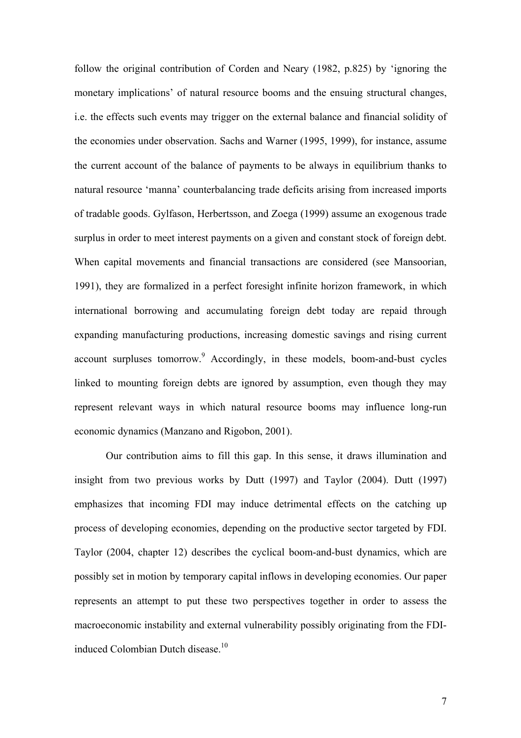follow the original contribution of Corden and Neary (1982, p.825) by 'ignoring the monetary implications' of natural resource booms and the ensuing structural changes, i.e. the effects such events may trigger on the external balance and financial solidity of the economies under observation. Sachs and Warner (1995, 1999), for instance, assume the current account of the balance of payments to be always in equilibrium thanks to natural resource 'manna' counterbalancing trade deficits arising from increased imports of tradable goods. Gylfason, Herbertsson, and Zoega (1999) assume an exogenous trade surplus in order to meet interest payments on a given and constant stock of foreign debt. When capital movements and financial transactions are considered (see Mansoorian, 1991), they are formalized in a perfect foresight infinite horizon framework, in which international borrowing and accumulating foreign debt today are repaid through expanding manufacturing productions, increasing domestic savings and rising current account surpluses tomorrow.[9] Accordingly, in these models, boom-and-bust cycles linked to mounting foreign debts are ignored by assumption, even though they may represent relevant ways in which natural resource booms may influence long-run economic dynamics (Manzano and Rigobon, 2001).

Our contribution aims to fill this gap. In this sense, it draws illumination and insight from two previous works by Dutt (1997) and Taylor (2004). Dutt (1997) emphasizes that incoming FDI may induce detrimental effects on the catching up process of developing economies, depending on the productive sector targeted by FDI. Taylor (2004, chapter 12) describes the cyclical boom-and-bust dynamics, which are possibly set in motion by temporary capital inflows in developing economies. Our paper represents an attempt to put these two perspectives together in order to assess the macroeconomic instability and external vulnerability possibly originating from the FDI-induced Colombian Dutch disease.[10]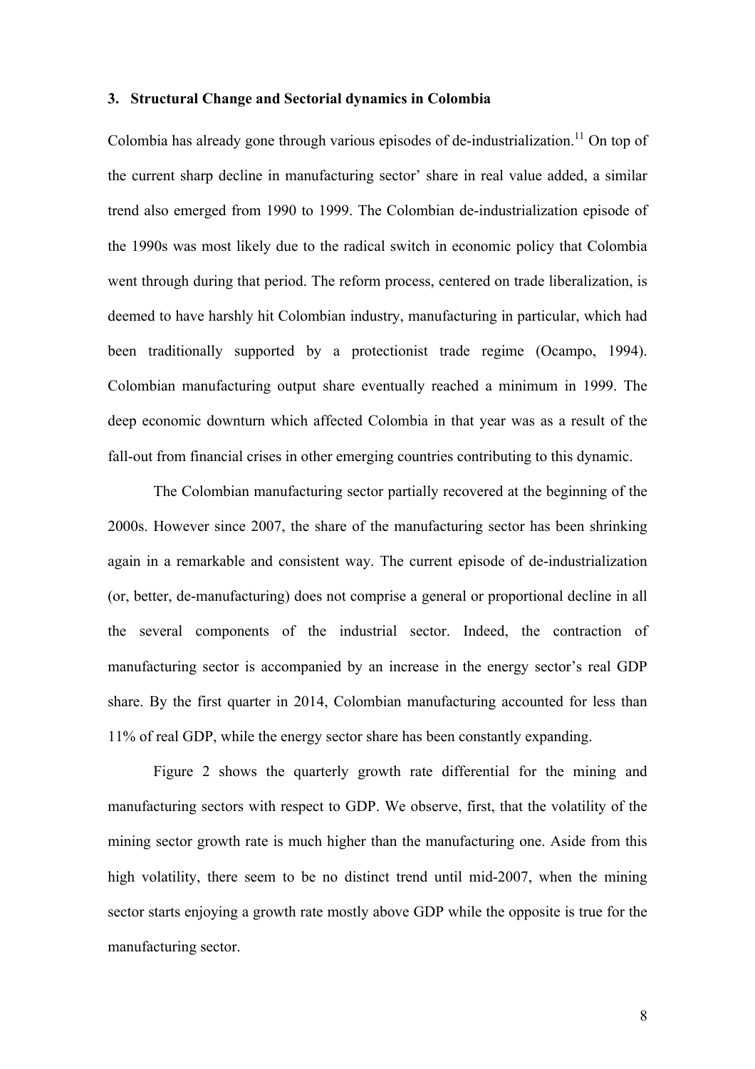## 3. Structural Change and Sectorial dynamics in Colombia

Colombia has already gone through various episodes of de-industrialization.[11] On top of the current sharp decline in manufacturing sector' share in real value added, a similar trend also emerged from 1990 to 1999. The Colombian de-industrialization episode of the 1990s was most likely due to the radical switch in economic policy that Colombia went through during that period. The reform process, centered on trade liberalization, is deemed to have harshly hit Colombian industry, manufacturing in particular, which had been traditionally supported by a protectionist trade regime (Ocampo, 1994). Colombian manufacturing output share eventually reached a minimum in 1999. The deep economic downturn which affected Colombia in that year was as a result of the fall-out from financial crises in other emerging countries contributing to this dynamic.

The Colombian manufacturing sector partially recovered at the beginning of the 2000s. However since 2007, the share of the manufacturing sector has been shrinking again in a remarkable and consistent way. The current episode of de-industrialization (or, better, de-manufacturing) does not comprise a general or proportional decline in all the several components of the industrial sector. Indeed, the contraction of manufacturing sector is accompanied by an increase in the energy sector's real GDP share. By the first quarter in 2014, Colombian manufacturing accounted for less than 11% of real GDP, while the energy sector share has been constantly expanding.

Figure 2 shows the quarterly growth rate differential for the mining and manufacturing sectors with respect to GDP. We observe, first, that the volatility of the mining sector growth rate is much higher than the manufacturing one. Aside from this high volatility, there seem to be no distinct trend until mid-2007, when the mining sector starts enjoying a growth rate mostly above GDP while the opposite is true for the manufacturing sector.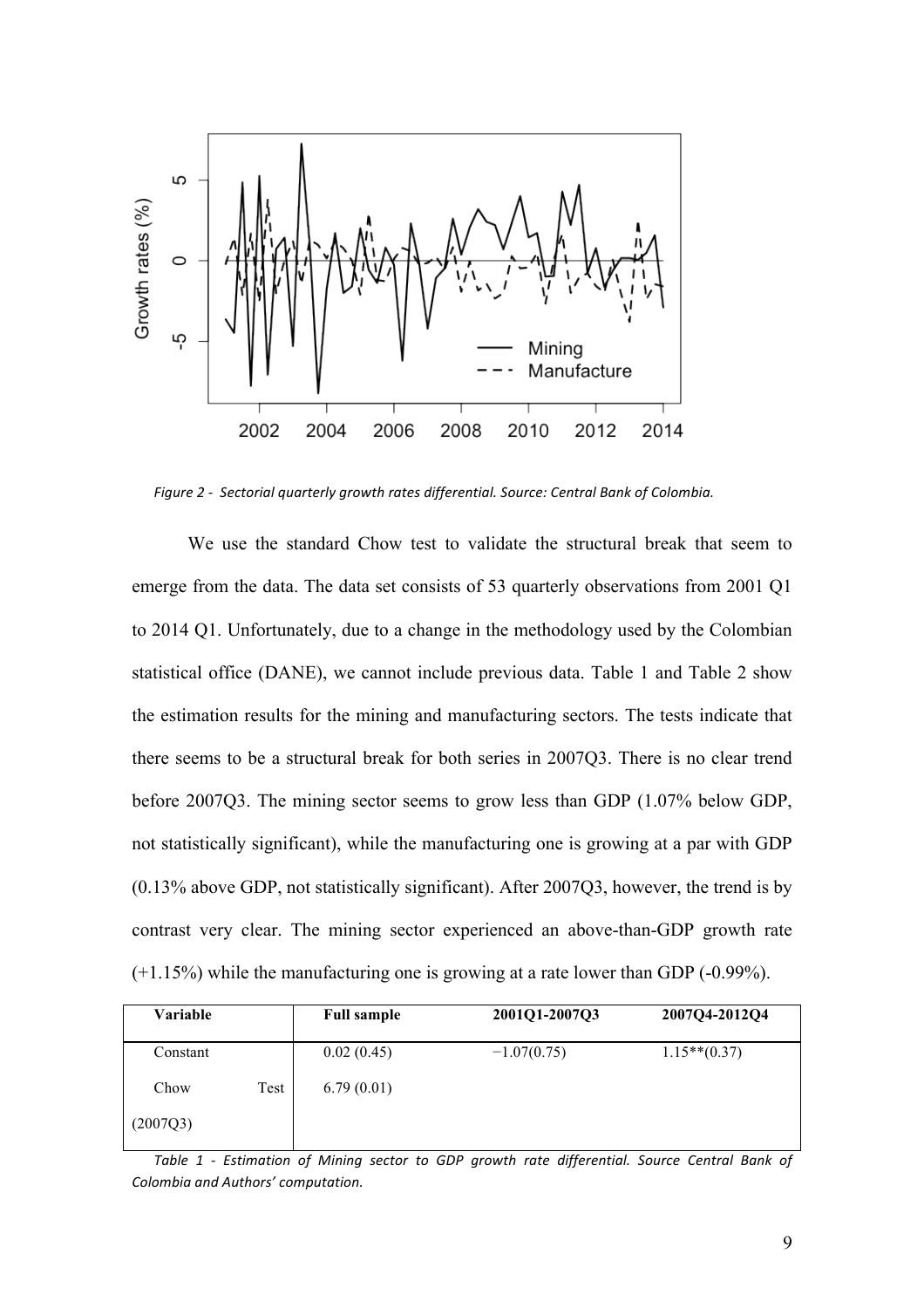*Figure 2 - Sectorial quarterly growth rates differential. Source: Central Bank of Colombia.*

We use the standard Chow test to validate the structural break that seem to emerge from the data. The data set consists of 53 quarterly observations from 2001 Q1 to 2014 Q1. Unfortunately, due to a change in the methodology used by the Colombian statistical office (DANE), we cannot include previous data. Table 1 and Table 2 show the estimation results for the mining and manufacturing sectors. The tests indicate that there seems to be a structural break for both series in 2007Q3. There is no clear trend before 2007Q3. The mining sector seems to grow less than GDP (1.07% below GDP, not statistically significant), while the manufacturing one is growing at a par with GDP (0.13% above GDP, not statistically significant). After 2007Q3, however, the trend is by contrast very clear. The mining sector experienced an above-than-GDP growth rate (+1.15%) while the manufacturing one is growing at a rate lower than GDP (-0.99%).

| Variable | Full sample | 2001Q1-2007Q3 | 2007Q4-2012Q4 |
|---|---|---|---|
| Constant | 0.02 (0.45) | −1.07(0.75) | 1.15**(0.37) |
| Chow Test (2007Q3) | 6.79 (0.01) | | |

*Table 1 - Estimation of Mining sector to GDP growth rate differential. Source Central Bank of Colombia and Authors' computation.*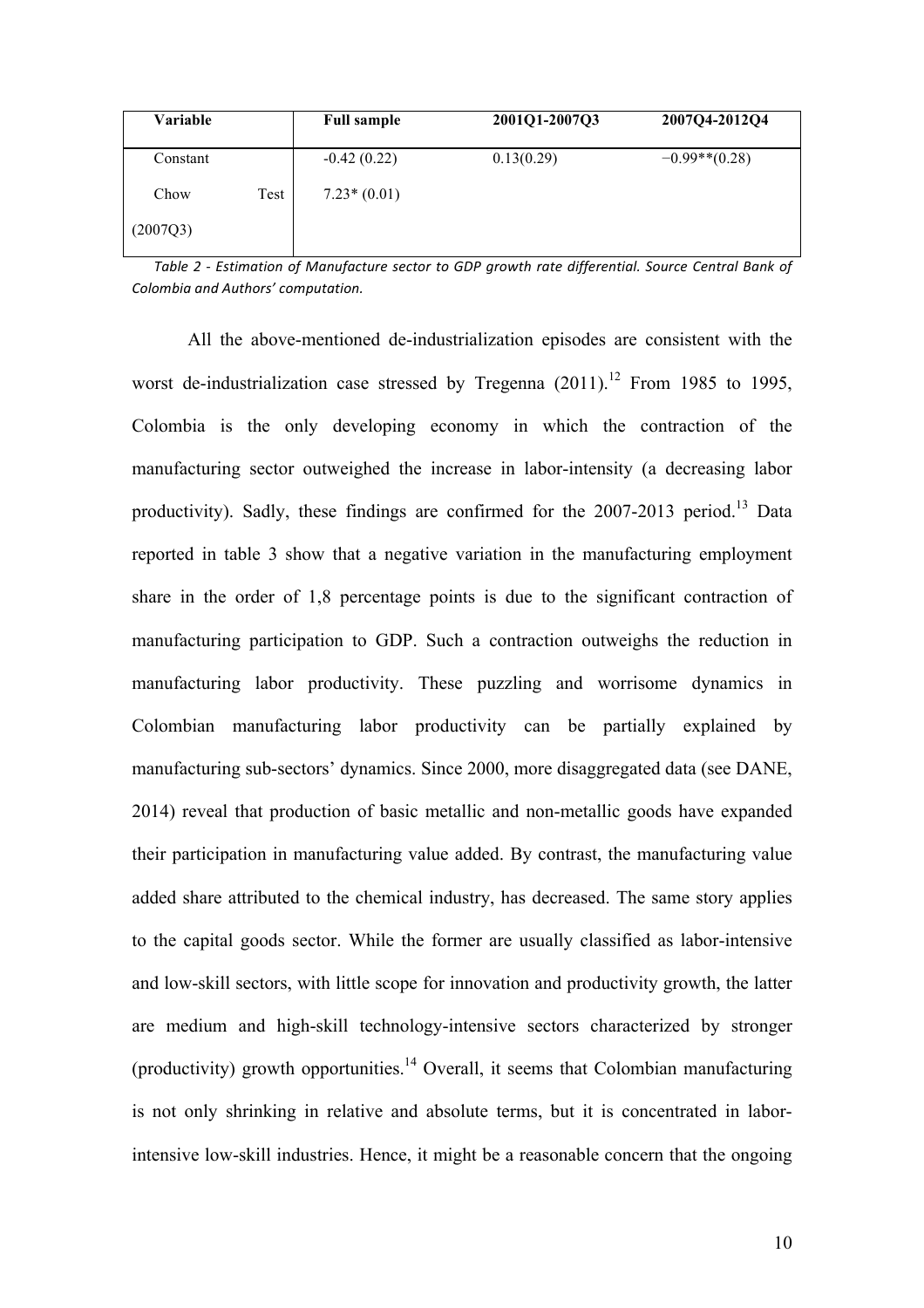| Variable | Full sample | 2001Q1-2007Q3 | 2007Q4-2012Q4 |
|---|---|---|---|
| Constant | -0.42 (0.22) | 0.13(0.29) | −0.99**(0.28) |
| Chow Test (2007Q3) | 7.23* (0.01) | | |

*Table 2 - Estimation of Manufacture sector to GDP growth rate differential. Source Central Bank of Colombia and Authors' computation.*

All the above-mentioned de-industrialization episodes are consistent with the worst de-industrialization case stressed by Tregenna (2011).[12] From 1985 to 1995, Colombia is the only developing economy in which the contraction of the manufacturing sector outweighed the increase in labor-intensity (a decreasing labor productivity). Sadly, these findings are confirmed for the 2007-2013 period.[13] Data reported in table 3 show that a negative variation in the manufacturing employment share in the order of 1,8 percentage points is due to the significant contraction of manufacturing participation to GDP. Such a contraction outweighs the reduction in manufacturing labor productivity. These puzzling and worrisome dynamics in Colombian manufacturing labor productivity can be partially explained by manufacturing sub-sectors' dynamics. Since 2000, more disaggregated data (see DANE, 2014) reveal that production of basic metallic and non-metallic goods have expanded their participation in manufacturing value added. By contrast, the manufacturing value added share attributed to the chemical industry, has decreased. The same story applies to the capital goods sector. While the former are usually classified as labor-intensive and low-skill sectors, with little scope for innovation and productivity growth, the latter are medium and high-skill technology-intensive sectors characterized by stronger (productivity) growth opportunities.[14] Overall, it seems that Colombian manufacturing is not only shrinking in relative and absolute terms, but it is concentrated in labor-intensive low-skill industries. Hence, it might be a reasonable concern that the ongoing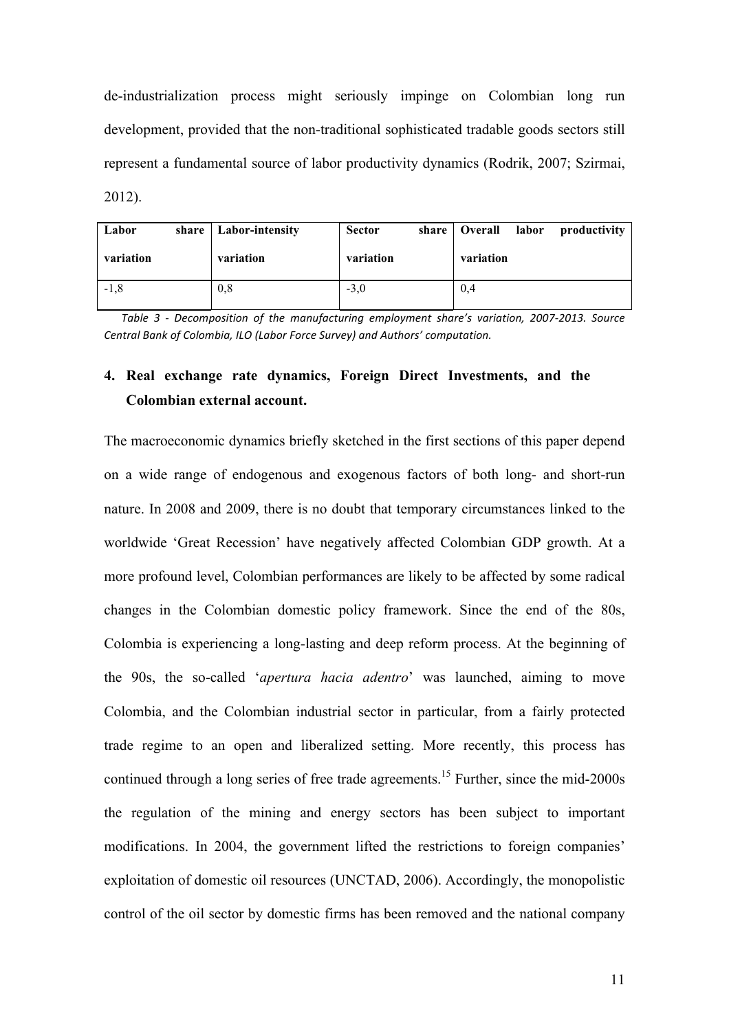de-industrialization process might seriously impinge on Colombian long run development, provided that the non-traditional sophisticated tradable goods sectors still represent a fundamental source of labor productivity dynamics (Rodrik, 2007; Szirmai, 2012).

| **Labor share variation** | **Labor-intensity variation** | **Sector share variation** | **Overall labor productivity variation** |
|---|---|---|---|
| -1,8 | 0,8 | -3,0 | 0,4 |

*Table 3 - Decomposition of the manufacturing employment share's variation, 2007-2013. Source Central Bank of Colombia, ILO (Labor Force Survey) and Authors' computation.*

## 4. Real exchange rate dynamics, Foreign Direct Investments, and the Colombian external account.

The macroeconomic dynamics briefly sketched in the first sections of this paper depend on a wide range of endogenous and exogenous factors of both long- and short-run nature. In 2008 and 2009, there is no doubt that temporary circumstances linked to the worldwide 'Great Recession' have negatively affected Colombian GDP growth. At a more profound level, Colombian performances are likely to be affected by some radical changes in the Colombian domestic policy framework. Since the end of the 80s, Colombia is experiencing a long-lasting and deep reform process. At the beginning of the 90s, the so-called '*apertura hacia adentro*' was launched, aiming to move Colombia, and the Colombian industrial sector in particular, from a fairly protected trade regime to an open and liberalized setting. More recently, this process has continued through a long series of free trade agreements.[15] Further, since the mid-2000s the regulation of the mining and energy sectors has been subject to important modifications. In 2004, the government lifted the restrictions to foreign companies' exploitation of domestic oil resources (UNCTAD, 2006). Accordingly, the monopolistic control of the oil sector by domestic firms has been removed and the national company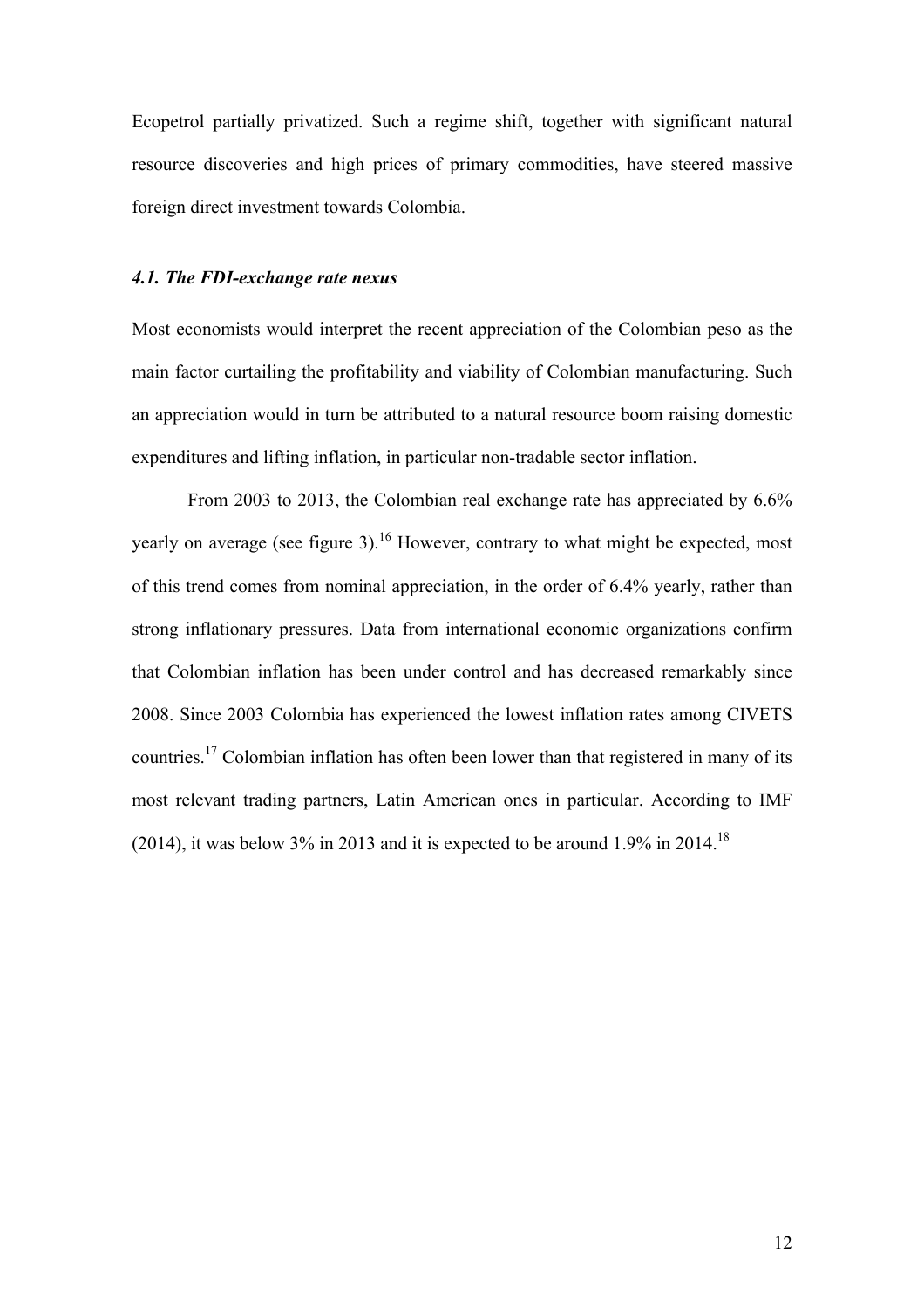Ecopetrol partially privatized. Such a regime shift, together with significant natural resource discoveries and high prices of primary commodities, have steered massive foreign direct investment towards Colombia.

### *4.1. The FDI-exchange rate nexus*

Most economists would interpret the recent appreciation of the Colombian peso as the main factor curtailing the profitability and viability of Colombian manufacturing. Such an appreciation would in turn be attributed to a natural resource boom raising domestic expenditures and lifting inflation, in particular non-tradable sector inflation.

From 2003 to 2013, the Colombian real exchange rate has appreciated by 6.6% yearly on average (see figure 3).[16] However, contrary to what might be expected, most of this trend comes from nominal appreciation, in the order of 6.4% yearly, rather than strong inflationary pressures. Data from international economic organizations confirm that Colombian inflation has been under control and has decreased remarkably since 2008. Since 2003 Colombia has experienced the lowest inflation rates among CIVETS countries.[17] Colombian inflation has often been lower than that registered in many of its most relevant trading partners, Latin American ones in particular. According to IMF (2014), it was below 3% in 2013 and it is expected to be around 1.9% in 2014.[18]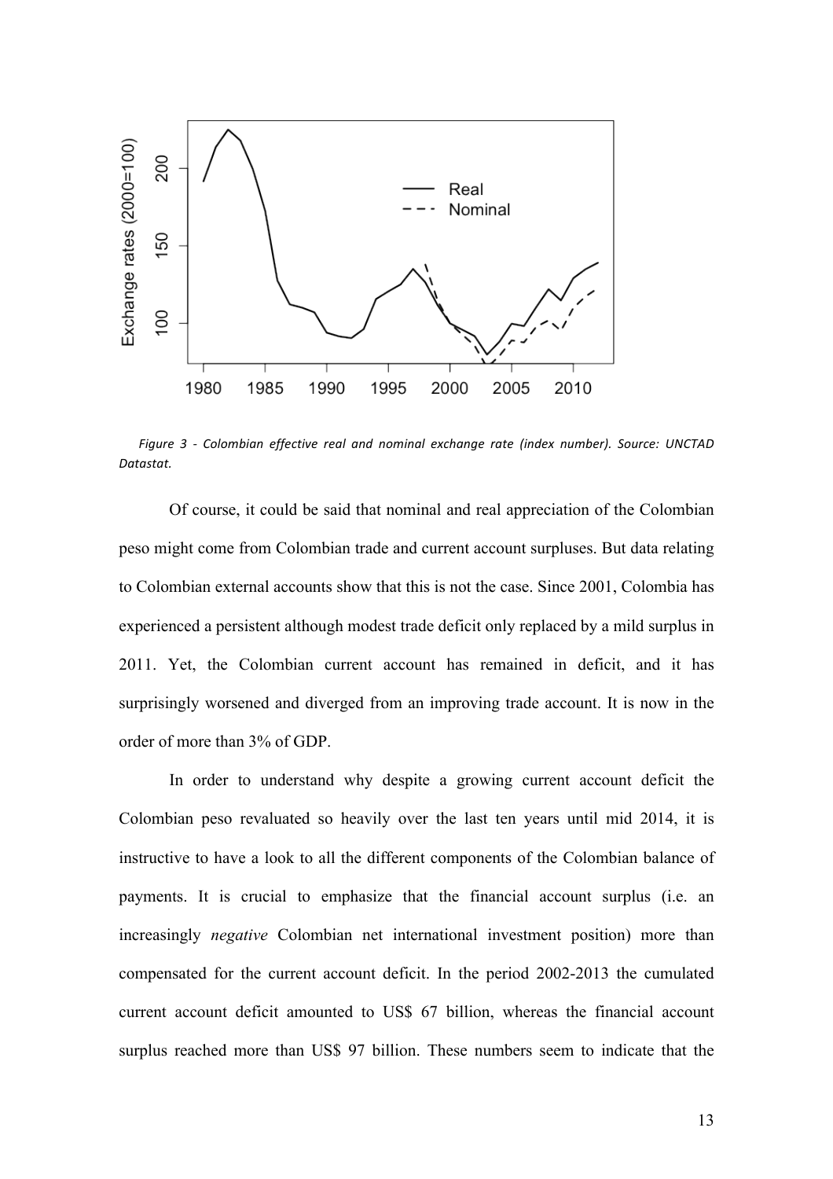*Figure 3 - Colombian effective real and nominal exchange rate (index number). Source: UNCTAD Datastat.*

Of course, it could be said that nominal and real appreciation of the Colombian peso might come from Colombian trade and current account surpluses. But data relating to Colombian external accounts show that this is not the case. Since 2001, Colombia has experienced a persistent although modest trade deficit only replaced by a mild surplus in 2011. Yet, the Colombian current account has remained in deficit, and it has surprisingly worsened and diverged from an improving trade account. It is now in the order of more than 3% of GDP.

In order to understand why despite a growing current account deficit the Colombian peso revaluated so heavily over the last ten years until mid 2014, it is instructive to have a look to all the different components of the Colombian balance of payments. It is crucial to emphasize that the financial account surplus (i.e. an increasingly *negative* Colombian net international investment position) more than compensated for the current account deficit. In the period 2002-2013 the cumulated current account deficit amounted to US$ 67 billion, whereas the financial account surplus reached more than US$ 97 billion. These numbers seem to indicate that the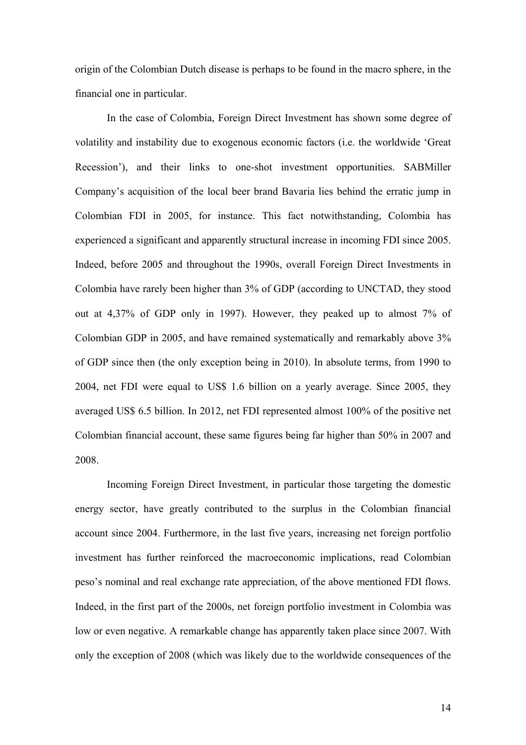origin of the Colombian Dutch disease is perhaps to be found in the macro sphere, in the financial one in particular.

In the case of Colombia, Foreign Direct Investment has shown some degree of volatility and instability due to exogenous economic factors (i.e. the worldwide 'Great Recession'), and their links to one-shot investment opportunities. SABMiller Company's acquisition of the local beer brand Bavaria lies behind the erratic jump in Colombian FDI in 2005, for instance. This fact notwithstanding, Colombia has experienced a significant and apparently structural increase in incoming FDI since 2005. Indeed, before 2005 and throughout the 1990s, overall Foreign Direct Investments in Colombia have rarely been higher than 3% of GDP (according to UNCTAD, they stood out at 4,37% of GDP only in 1997). However, they peaked up to almost 7% of Colombian GDP in 2005, and have remained systematically and remarkably above 3% of GDP since then (the only exception being in 2010). In absolute terms, from 1990 to 2004, net FDI were equal to US$ 1.6 billion on a yearly average. Since 2005, they averaged US$ 6.5 billion. In 2012, net FDI represented almost 100% of the positive net Colombian financial account, these same figures being far higher than 50% in 2007 and 2008.

Incoming Foreign Direct Investment, in particular those targeting the domestic energy sector, have greatly contributed to the surplus in the Colombian financial account since 2004. Furthermore, in the last five years, increasing net foreign portfolio investment has further reinforced the macroeconomic implications, read Colombian peso's nominal and real exchange rate appreciation, of the above mentioned FDI flows. Indeed, in the first part of the 2000s, net foreign portfolio investment in Colombia was low or even negative. A remarkable change has apparently taken place since 2007. With only the exception of 2008 (which was likely due to the worldwide consequences of the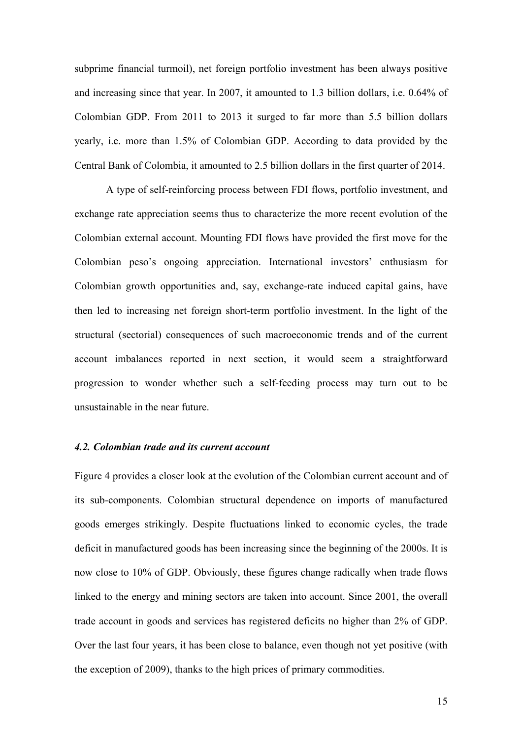subprime financial turmoil), net foreign portfolio investment has been always positive and increasing since that year. In 2007, it amounted to 1.3 billion dollars, i.e. 0.64% of Colombian GDP. From 2011 to 2013 it surged to far more than 5.5 billion dollars yearly, i.e. more than 1.5% of Colombian GDP. According to data provided by the Central Bank of Colombia, it amounted to 2.5 billion dollars in the first quarter of 2014.

A type of self-reinforcing process between FDI flows, portfolio investment, and exchange rate appreciation seems thus to characterize the more recent evolution of the Colombian external account. Mounting FDI flows have provided the first move for the Colombian peso's ongoing appreciation. International investors' enthusiasm for Colombian growth opportunities and, say, exchange-rate induced capital gains, have then led to increasing net foreign short-term portfolio investment. In the light of the structural (sectorial) consequences of such macroeconomic trends and of the current account imbalances reported in next section, it would seem a straightforward progression to wonder whether such a self-feeding process may turn out to be unsustainable in the near future.

### *4.2. Colombian trade and its current account*

Figure 4 provides a closer look at the evolution of the Colombian current account and of its sub-components. Colombian structural dependence on imports of manufactured goods emerges strikingly. Despite fluctuations linked to economic cycles, the trade deficit in manufactured goods has been increasing since the beginning of the 2000s. It is now close to 10% of GDP. Obviously, these figures change radically when trade flows linked to the energy and mining sectors are taken into account. Since 2001, the overall trade account in goods and services has registered deficits no higher than 2% of GDP. Over the last four years, it has been close to balance, even though not yet positive (with the exception of 2009), thanks to the high prices of primary commodities.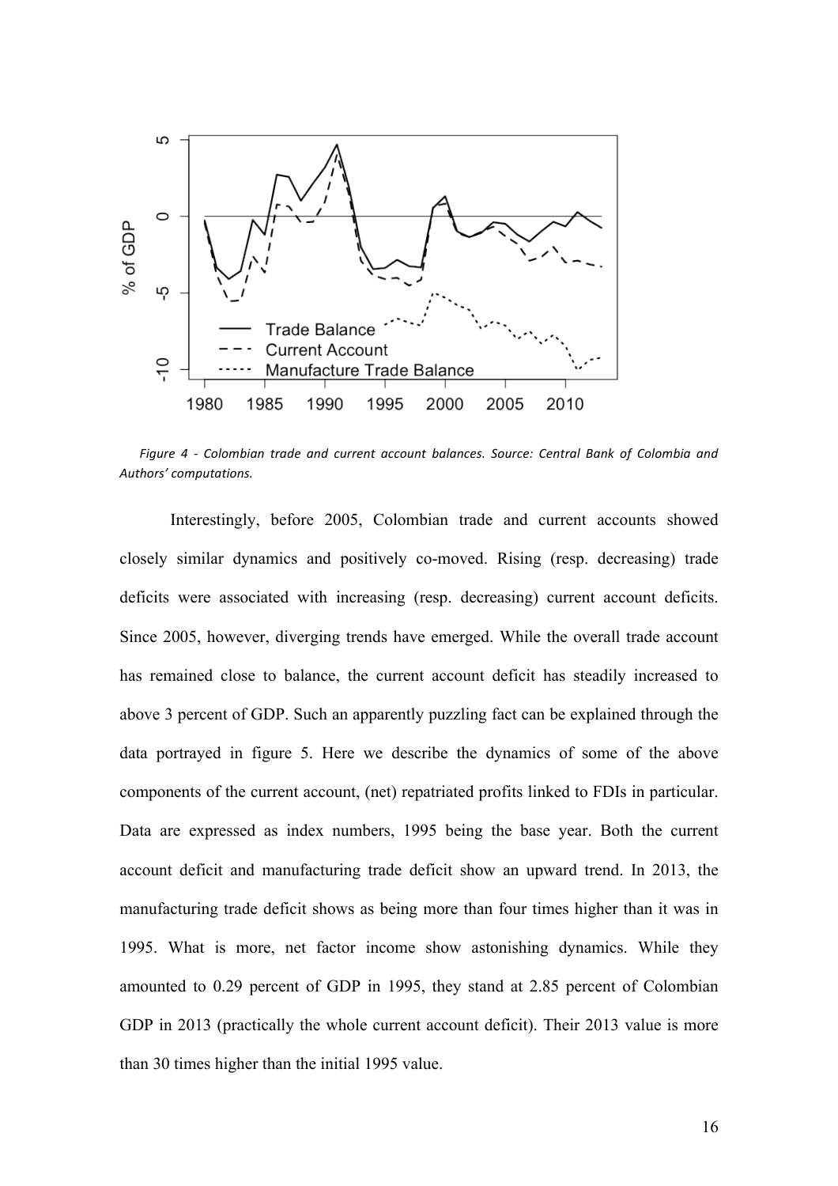*Figure 4 - Colombian trade and current account balances. Source: Central Bank of Colombia and Authors' computations.*

Interestingly, before 2005, Colombian trade and current accounts showed closely similar dynamics and positively co-moved. Rising (resp. decreasing) trade deficits were associated with increasing (resp. decreasing) current account deficits. Since 2005, however, diverging trends have emerged. While the overall trade account has remained close to balance, the current account deficit has steadily increased to above 3 percent of GDP. Such an apparently puzzling fact can be explained through the data portrayed in figure 5. Here we describe the dynamics of some of the above components of the current account, (net) repatriated profits linked to FDIs in particular. Data are expressed as index numbers, 1995 being the base year. Both the current account deficit and manufacturing trade deficit show an upward trend. In 2013, the manufacturing trade deficit shows as being more than four times higher than it was in 1995. What is more, net factor income show astonishing dynamics. While they amounted to 0.29 percent of GDP in 1995, they stand at 2.85 percent of Colombian GDP in 2013 (practically the whole current account deficit). Their 2013 value is more than 30 times higher than the initial 1995 value.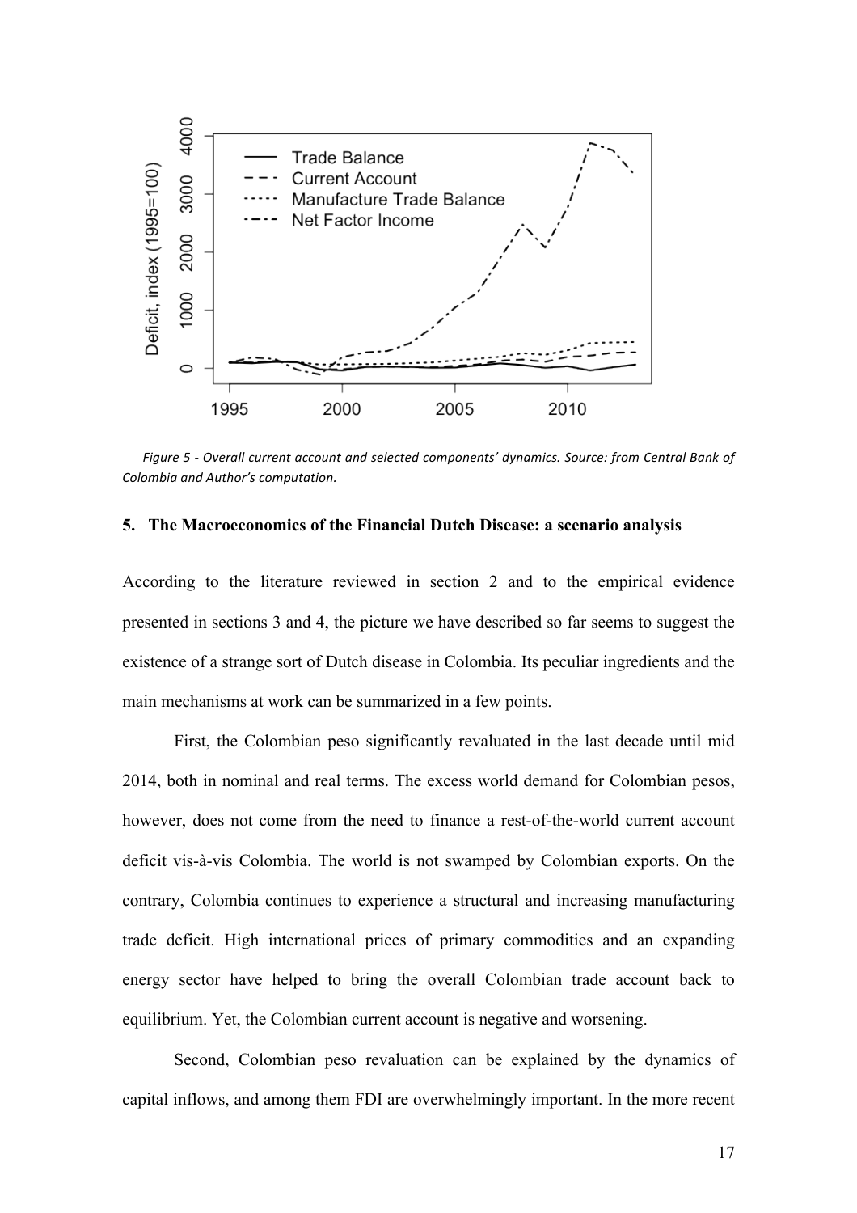Figure 5 - Overall current account and selected components' dynamics. Source: from Central Bank of Colombia and Author's computation.

## 5. The Macroeconomics of the Financial Dutch Disease: a scenario analysis

According to the literature reviewed in section 2 and to the empirical evidence presented in sections 3 and 4, the picture we have described so far seems to suggest the existence of a strange sort of Dutch disease in Colombia. Its peculiar ingredients and the main mechanisms at work can be summarized in a few points.

First, the Colombian peso significantly revaluated in the last decade until mid 2014, both in nominal and real terms. The excess world demand for Colombian pesos, however, does not come from the need to finance a rest-of-the-world current account deficit vis-à-vis Colombia. The world is not swamped by Colombian exports. On the contrary, Colombia continues to experience a structural and increasing manufacturing trade deficit. High international prices of primary commodities and an expanding energy sector have helped to bring the overall Colombian trade account back to equilibrium. Yet, the Colombian current account is negative and worsening.

Second, Colombian peso revaluation can be explained by the dynamics of capital inflows, and among them FDI are overwhelmingly important. In the more recent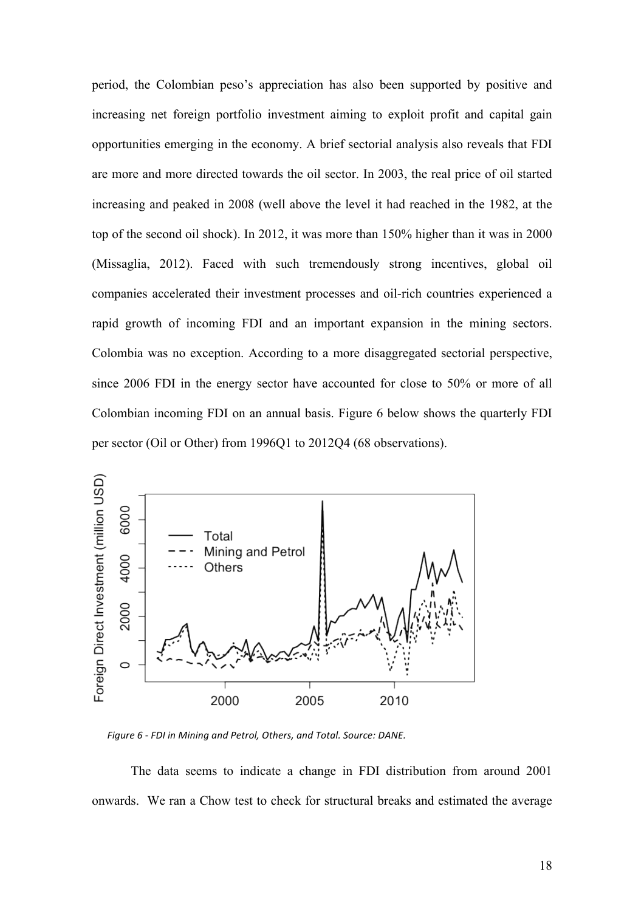period, the Colombian peso's appreciation has also been supported by positive and increasing net foreign portfolio investment aiming to exploit profit and capital gain opportunities emerging in the economy. A brief sectorial analysis also reveals that FDI are more and more directed towards the oil sector. In 2003, the real price of oil started increasing and peaked in 2008 (well above the level it had reached in the 1982, at the top of the second oil shock). In 2012, it was more than 150% higher than it was in 2000 (Missaglia, 2012). Faced with such tremendously strong incentives, global oil companies accelerated their investment processes and oil-rich countries experienced a rapid growth of incoming FDI and an important expansion in the mining sectors. Colombia was no exception. According to a more disaggregated sectorial perspective, since 2006 FDI in the energy sector have accounted for close to 50% or more of all Colombian incoming FDI on an annual basis. Figure 6 below shows the quarterly FDI per sector (Oil or Other) from 1996Q1 to 2012Q4 (68 observations).

*Figure 6 - FDI in Mining and Petrol, Others, and Total. Source: DANE.*

The data seems to indicate a change in FDI distribution from around 2001 onwards. We ran a Chow test to check for structural breaks and estimated the average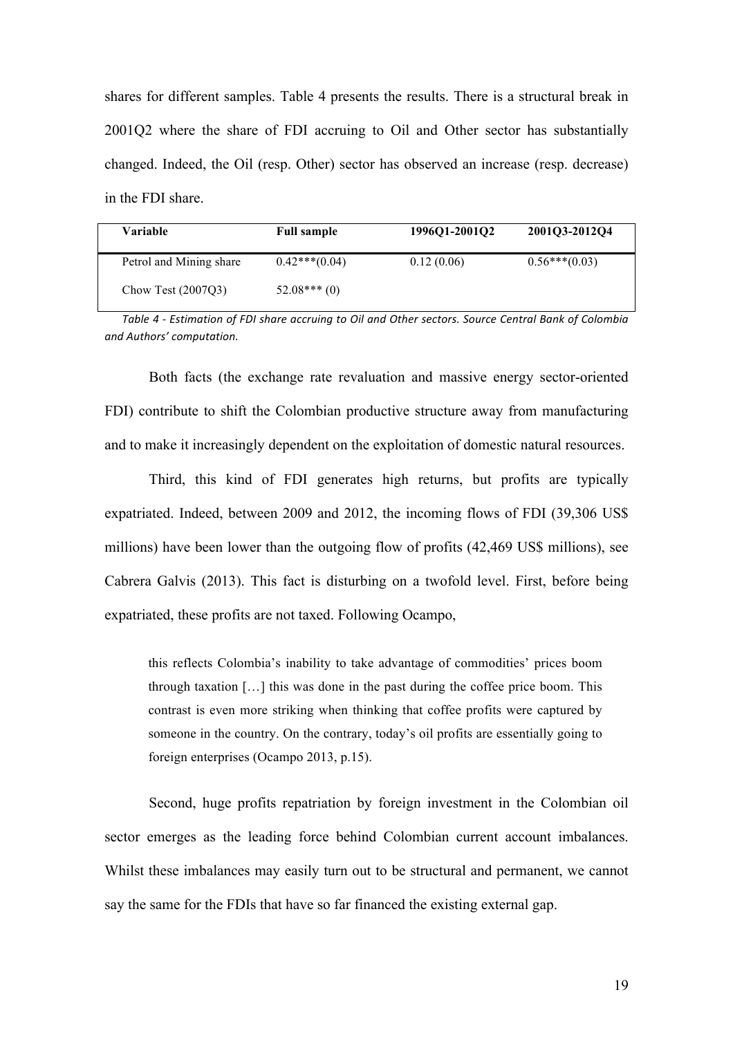shares for different samples. Table 4 presents the results. There is a structural break in 2001Q2 where the share of FDI accruing to Oil and Other sector has substantially changed. Indeed, the Oil (resp. Other) sector has observed an increase (resp. decrease) in the FDI share.

| Variable | Full sample | 1996Q1-2001Q2 | 2001Q3-2012Q4 |
|---|---|---|---|
| Petrol and Mining share | 0.42***(0.04) | 0.12 (0.06) | 0.56***(0.03) |
| Chow Test (2007Q3) | 52.08*** (0) | | |

*Table 4 - Estimation of FDI share accruing to Oil and Other sectors. Source Central Bank of Colombia and Authors' computation.*

Both facts (the exchange rate revaluation and massive energy sector-oriented FDI) contribute to shift the Colombian productive structure away from manufacturing and to make it increasingly dependent on the exploitation of domestic natural resources.

Third, this kind of FDI generates high returns, but profits are typically expatriated. Indeed, between 2009 and 2012, the incoming flows of FDI (39,306 US$ millions) have been lower than the outgoing flow of profits (42,469 US$ millions), see Cabrera Galvis (2013). This fact is disturbing on a twofold level. First, before being expatriated, these profits are not taxed. Following Ocampo,

> this reflects Colombia's inability to take advantage of commodities' prices boom through taxation […] this was done in the past during the coffee price boom. This contrast is even more striking when thinking that coffee profits were captured by someone in the country. On the contrary, today's oil profits are essentially going to foreign enterprises (Ocampo 2013, p.15).

Second, huge profits repatriation by foreign investment in the Colombian oil sector emerges as the leading force behind Colombian current account imbalances. Whilst these imbalances may easily turn out to be structural and permanent, we cannot say the same for the FDIs that have so far financed the existing external gap.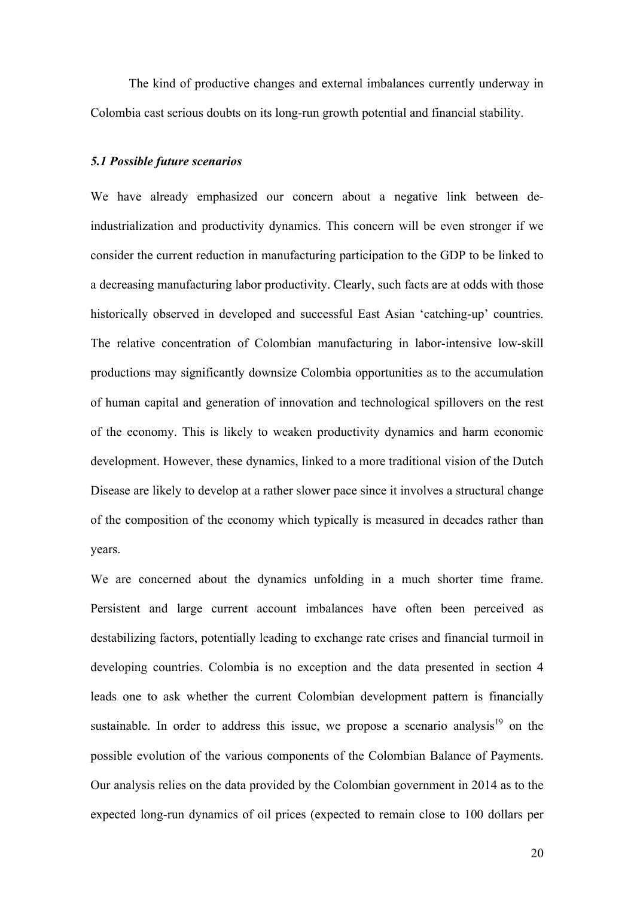The kind of productive changes and external imbalances currently underway in Colombia cast serious doubts on its long-run growth potential and financial stability.

### *5.1 Possible future scenarios*

We have already emphasized our concern about a negative link between de-industrialization and productivity dynamics. This concern will be even stronger if we consider the current reduction in manufacturing participation to the GDP to be linked to a decreasing manufacturing labor productivity. Clearly, such facts are at odds with those historically observed in developed and successful East Asian 'catching-up' countries. The relative concentration of Colombian manufacturing in labor-intensive low-skill productions may significantly downsize Colombia opportunities as to the accumulation of human capital and generation of innovation and technological spillovers on the rest of the economy. This is likely to weaken productivity dynamics and harm economic development. However, these dynamics, linked to a more traditional vision of the Dutch Disease are likely to develop at a rather slower pace since it involves a structural change of the composition of the economy which typically is measured in decades rather than years.

We are concerned about the dynamics unfolding in a much shorter time frame. Persistent and large current account imbalances have often been perceived as destabilizing factors, potentially leading to exchange rate crises and financial turmoil in developing countries. Colombia is no exception and the data presented in section 4 leads one to ask whether the current Colombian development pattern is financially sustainable. In order to address this issue, we propose a scenario analysis[19] on the possible evolution of the various components of the Colombian Balance of Payments. Our analysis relies on the data provided by the Colombian government in 2014 as to the expected long-run dynamics of oil prices (expected to remain close to 100 dollars per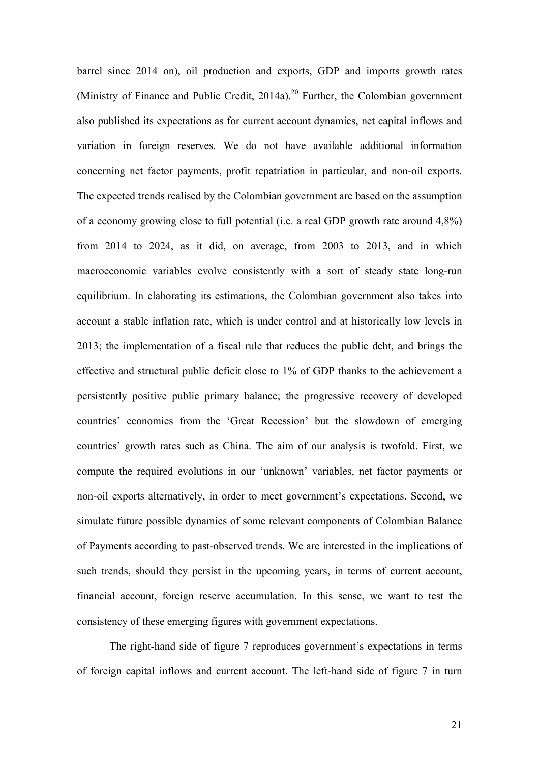barrel since 2014 on), oil production and exports, GDP and imports growth rates (Ministry of Finance and Public Credit, 2014a).[20] Further, the Colombian government also published its expectations as for current account dynamics, net capital inflows and variation in foreign reserves. We do not have available additional information concerning net factor payments, profit repatriation in particular, and non-oil exports. The expected trends realised by the Colombian government are based on the assumption of a economy growing close to full potential (i.e. a real GDP growth rate around 4,8%) from 2014 to 2024, as it did, on average, from 2003 to 2013, and in which macroeconomic variables evolve consistently with a sort of steady state long-run equilibrium. In elaborating its estimations, the Colombian government also takes into account a stable inflation rate, which is under control and at historically low levels in 2013; the implementation of a fiscal rule that reduces the public debt, and brings the effective and structural public deficit close to 1% of GDP thanks to the achievement a persistently positive public primary balance; the progressive recovery of developed countries' economies from the 'Great Recession' but the slowdown of emerging countries' growth rates such as China. The aim of our analysis is twofold. First, we compute the required evolutions in our 'unknown' variables, net factor payments or non-oil exports alternatively, in order to meet government's expectations. Second, we simulate future possible dynamics of some relevant components of Colombian Balance of Payments according to past-observed trends. We are interested in the implications of such trends, should they persist in the upcoming years, in terms of current account, financial account, foreign reserve accumulation. In this sense, we want to test the consistency of these emerging figures with government expectations.

The right-hand side of figure 7 reproduces government's expectations in terms of foreign capital inflows and current account. The left-hand side of figure 7 in turn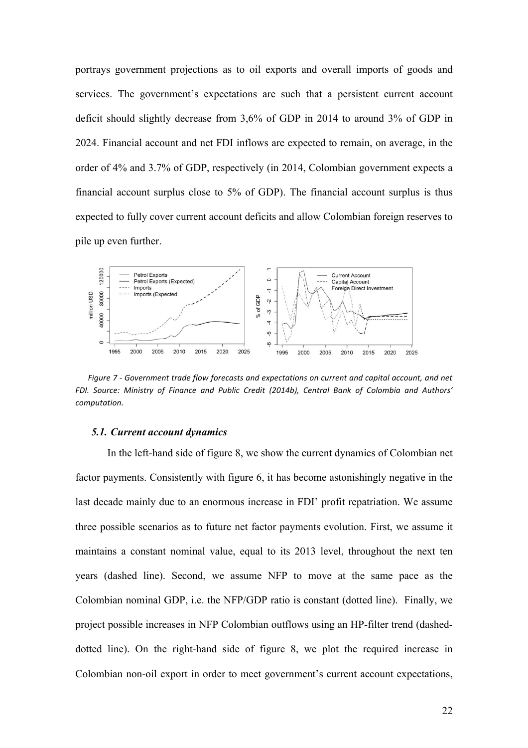portrays government projections as to oil exports and overall imports of goods and services. The government's expectations are such that a persistent current account deficit should slightly decrease from 3,6% of GDP in 2014 to around 3% of GDP in 2024. Financial account and net FDI inflows are expected to remain, on average, in the order of 4% and 3.7% of GDP, respectively (in 2014, Colombian government expects a financial account surplus close to 5% of GDP). The financial account surplus is thus expected to fully cover current account deficits and allow Colombian foreign reserves to pile up even further.

*Figure 7 - Government trade flow forecasts and expectations on current and capital account, and net FDI. Source: Ministry of Finance and Public Credit (2014b), Central Bank of Colombia and Authors' computation.*

### 5.1. Current account dynamics

In the left-hand side of figure 8, we show the current dynamics of Colombian net factor payments. Consistently with figure 6, it has become astonishingly negative in the last decade mainly due to an enormous increase in FDI' profit repatriation. We assume three possible scenarios as to future net factor payments evolution. First, we assume it maintains a constant nominal value, equal to its 2013 level, throughout the next ten years (dashed line). Second, we assume NFP to move at the same pace as the Colombian nominal GDP, i.e. the NFP/GDP ratio is constant (dotted line). Finally, we project possible increases in NFP Colombian outflows using an HP-filter trend (dashed-dotted line). On the right-hand side of figure 8, we plot the required increase in Colombian non-oil export in order to meet government's current account expectations,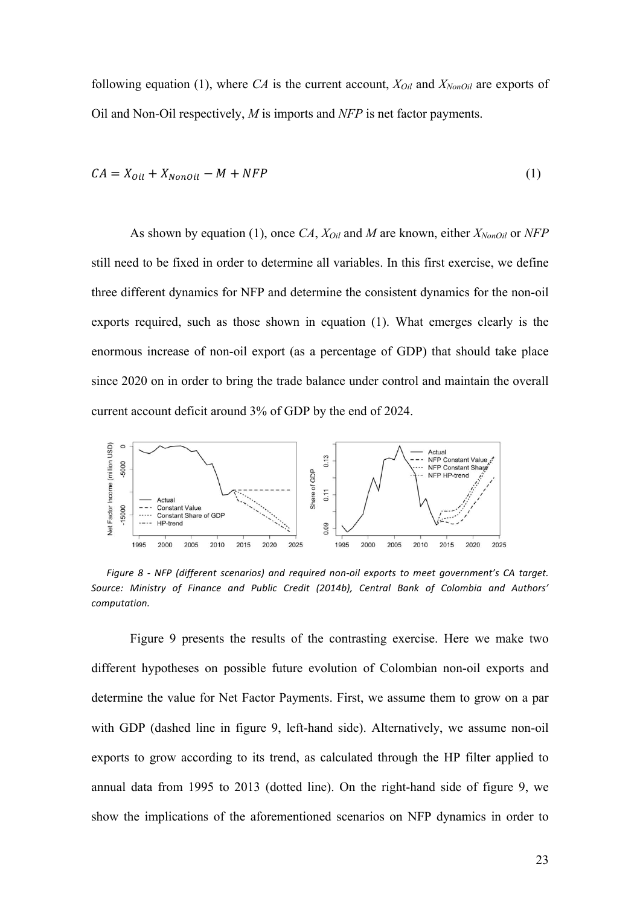following equation (1), where *CA* is the current account, $X_{Oil}$ and $X_{NonOil}$ are exports of Oil and Non-Oil respectively, *M* is imports and *NFP* is net factor payments.

$$CA = X_{Oil} + X_{NonOil} - M + NFP \tag{1}$$

As shown by equation (1), once *CA*, $X_{Oil}$ and *M* are known, either $X_{NonOil}$ or *NFP* still need to be fixed in order to determine all variables. In this first exercise, we define three different dynamics for NFP and determine the consistent dynamics for the non-oil exports required, such as those shown in equation (1). What emerges clearly is the enormous increase of non-oil export (as a percentage of GDP) that should take place since 2020 on in order to bring the trade balance under control and maintain the overall current account deficit around 3% of GDP by the end of 2024.

*Figure 8 - NFP (different scenarios) and required non-oil exports to meet government's CA target. Source: Ministry of Finance and Public Credit (2014b), Central Bank of Colombia and Authors' computation.*

Figure 9 presents the results of the contrasting exercise. Here we make two different hypotheses on possible future evolution of Colombian non-oil exports and determine the value for Net Factor Payments. First, we assume them to grow on a par with GDP (dashed line in figure 9, left-hand side). Alternatively, we assume non-oil exports to grow according to its trend, as calculated through the HP filter applied to annual data from 1995 to 2013 (dotted line). On the right-hand side of figure 9, we show the implications of the aforementioned scenarios on NFP dynamics in order to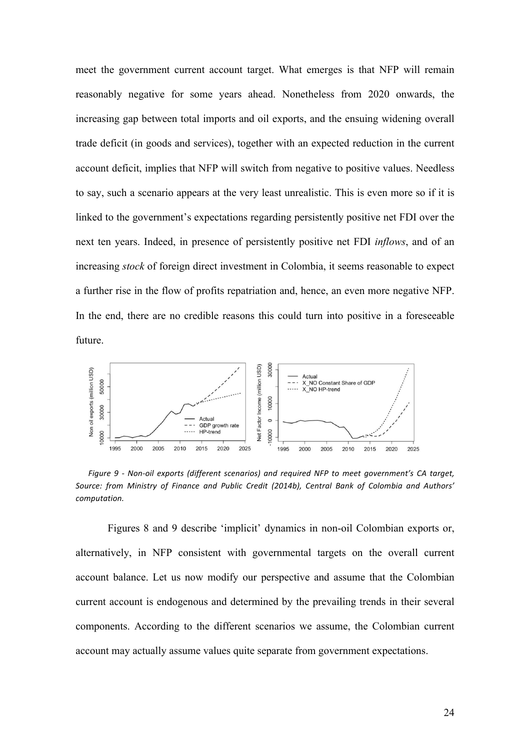meet the government current account target. What emerges is that NFP will remain reasonably negative for some years ahead. Nonetheless from 2020 onwards, the increasing gap between total imports and oil exports, and the ensuing widening overall trade deficit (in goods and services), together with an expected reduction in the current account deficit, implies that NFP will switch from negative to positive values. Needless to say, such a scenario appears at the very least unrealistic. This is even more so if it is linked to the government's expectations regarding persistently positive net FDI over the next ten years. Indeed, in presence of persistently positive net FDI *inflows*, and of an increasing *stock* of foreign direct investment in Colombia, it seems reasonable to expect a further rise in the flow of profits repatriation and, hence, an even more negative NFP. In the end, there are no credible reasons this could turn into positive in a foreseeable future.

*Figure 9 - Non-oil exports (different scenarios) and required NFP to meet government's CA target, Source: from Ministry of Finance and Public Credit (2014b), Central Bank of Colombia and Authors' computation.*

Figures 8 and 9 describe 'implicit' dynamics in non-oil Colombian exports or, alternatively, in NFP consistent with governmental targets on the overall current account balance. Let us now modify our perspective and assume that the Colombian current account is endogenous and determined by the prevailing trends in their several components. According to the different scenarios we assume, the Colombian current account may actually assume values quite separate from government expectations.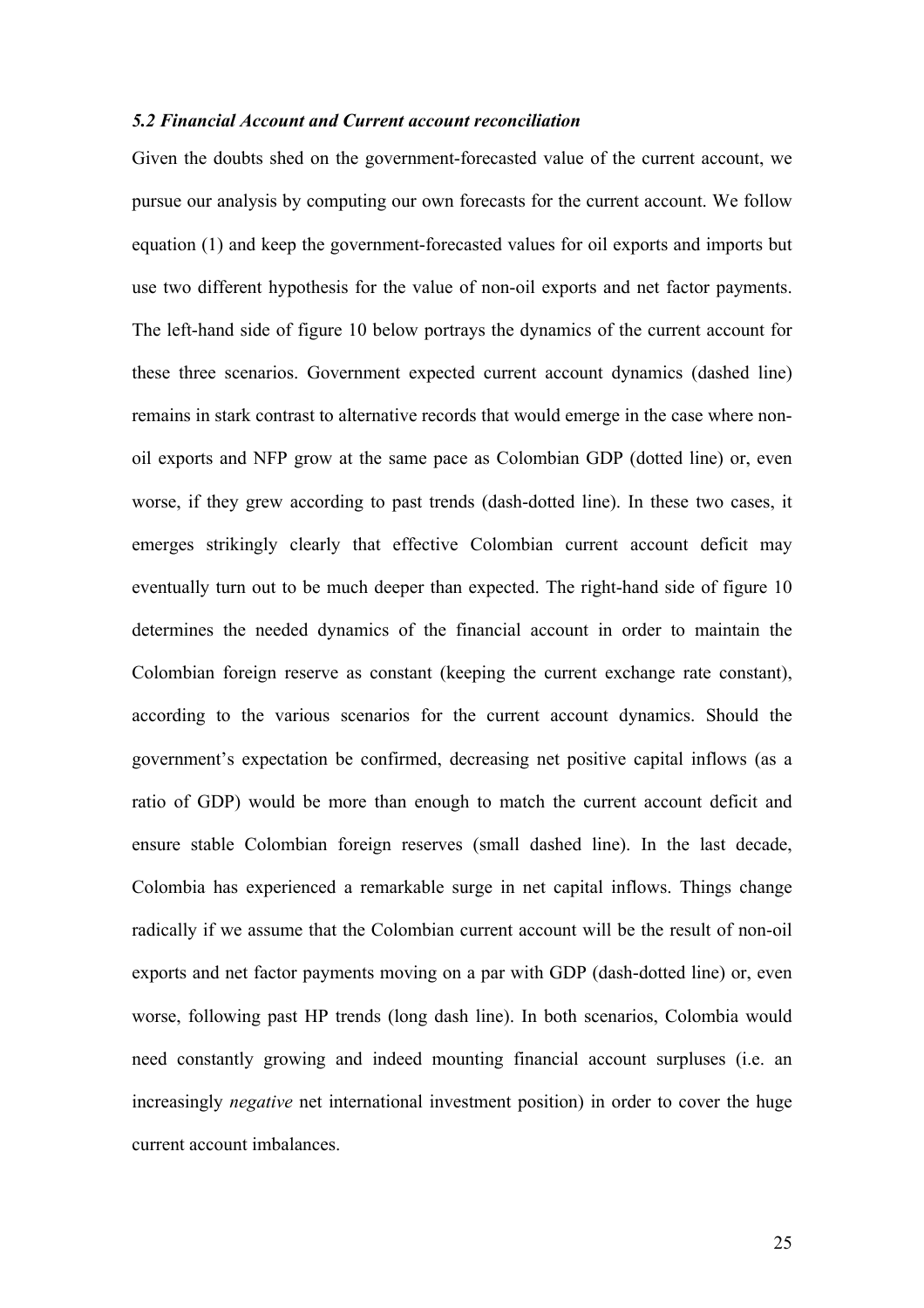### *5.2 Financial Account and Current account reconciliation*

Given the doubts shed on the government-forecasted value of the current account, we pursue our analysis by computing our own forecasts for the current account. We follow equation (1) and keep the government-forecasted values for oil exports and imports but use two different hypothesis for the value of non-oil exports and net factor payments. The left-hand side of figure 10 below portrays the dynamics of the current account for these three scenarios. Government expected current account dynamics (dashed line) remains in stark contrast to alternative records that would emerge in the case where non-oil exports and NFP grow at the same pace as Colombian GDP (dotted line) or, even worse, if they grew according to past trends (dash-dotted line). In these two cases, it emerges strikingly clearly that effective Colombian current account deficit may eventually turn out to be much deeper than expected. The right-hand side of figure 10 determines the needed dynamics of the financial account in order to maintain the Colombian foreign reserve as constant (keeping the current exchange rate constant), according to the various scenarios for the current account dynamics. Should the government's expectation be confirmed, decreasing net positive capital inflows (as a ratio of GDP) would be more than enough to match the current account deficit and ensure stable Colombian foreign reserves (small dashed line). In the last decade, Colombia has experienced a remarkable surge in net capital inflows. Things change radically if we assume that the Colombian current account will be the result of non-oil exports and net factor payments moving on a par with GDP (dash-dotted line) or, even worse, following past HP trends (long dash line). In both scenarios, Colombia would need constantly growing and indeed mounting financial account surpluses (i.e. an increasingly *negative* net international investment position) in order to cover the huge current account imbalances.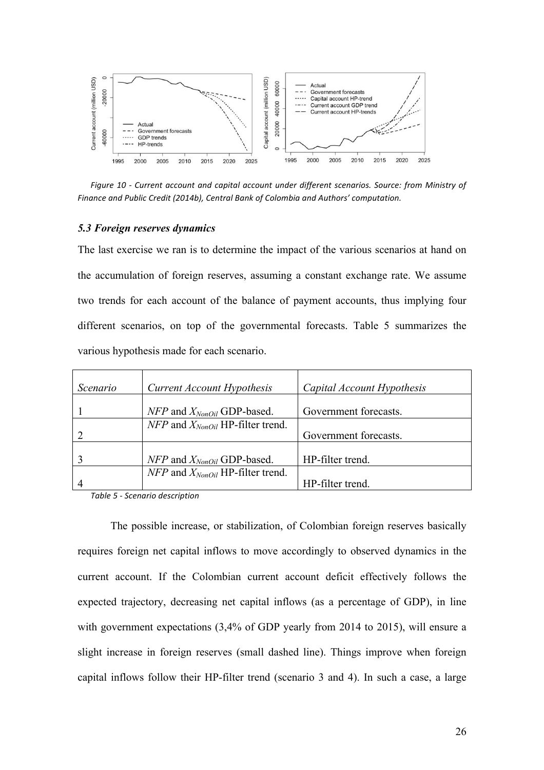Figure 10 - Current account and capital account under different scenarios. Source: from Ministry of Finance and Public Credit (2014b), Central Bank of Colombia and Authors' computation.

### *5.3 Foreign reserves dynamics*

The last exercise we ran is to determine the impact of the various scenarios at hand on the accumulation of foreign reserves, assuming a constant exchange rate. We assume two trends for each account of the balance of payment accounts, thus implying four different scenarios, on top of the governmental forecasts. Table 5 summarizes the various hypothesis made for each scenario.

| *Scenario* | *Current Account Hypothesis* | *Capital Account Hypothesis* |
|---|---|---|
| 1 | *NFP* and $X_{NonOil}$ GDP-based. | Government forecasts. |
| 2 | *NFP* and $X_{NonOil}$ HP-filter trend. | Government forecasts. |
| 3 | *NFP* and $X_{NonOil}$ GDP-based. | HP-filter trend. |
| 4 | *NFP* and $X_{NonOil}$ HP-filter trend. | HP-filter trend. |

Table 5 - Scenario description

The possible increase, or stabilization, of Colombian foreign reserves basically requires foreign net capital inflows to move accordingly to observed dynamics in the current account. If the Colombian current account deficit effectively follows the expected trajectory, decreasing net capital inflows (as a percentage of GDP), in line with government expectations (3,4% of GDP yearly from 2014 to 2015), will ensure a slight increase in foreign reserves (small dashed line). Things improve when foreign capital inflows follow their HP-filter trend (scenario 3 and 4). In such a case, a large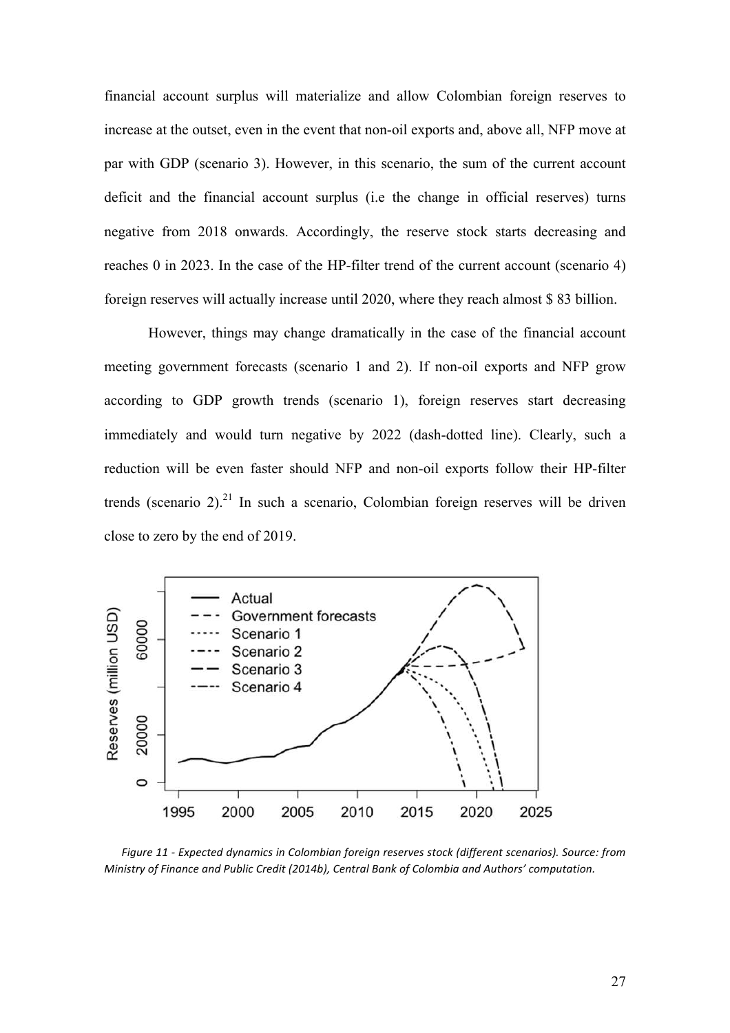financial account surplus will materialize and allow Colombian foreign reserves to increase at the outset, even in the event that non-oil exports and, above all, NFP move at par with GDP (scenario 3). However, in this scenario, the sum of the current account deficit and the financial account surplus (i.e the change in official reserves) turns negative from 2018 onwards. Accordingly, the reserve stock starts decreasing and reaches 0 in 2023. In the case of the HP-filter trend of the current account (scenario 4) foreign reserves will actually increase until 2020, where they reach almost $ 83 billion.

However, things may change dramatically in the case of the financial account meeting government forecasts (scenario 1 and 2). If non-oil exports and NFP grow according to GDP growth trends (scenario 1), foreign reserves start decreasing immediately and would turn negative by 2022 (dash-dotted line). Clearly, such a reduction will be even faster should NFP and non-oil exports follow their HP-filter trends (scenario 2).[21] In such a scenario, Colombian foreign reserves will be driven close to zero by the end of 2019.

*Figure 11 - Expected dynamics in Colombian foreign reserves stock (different scenarios). Source: from Ministry of Finance and Public Credit (2014b), Central Bank of Colombia and Authors' computation.*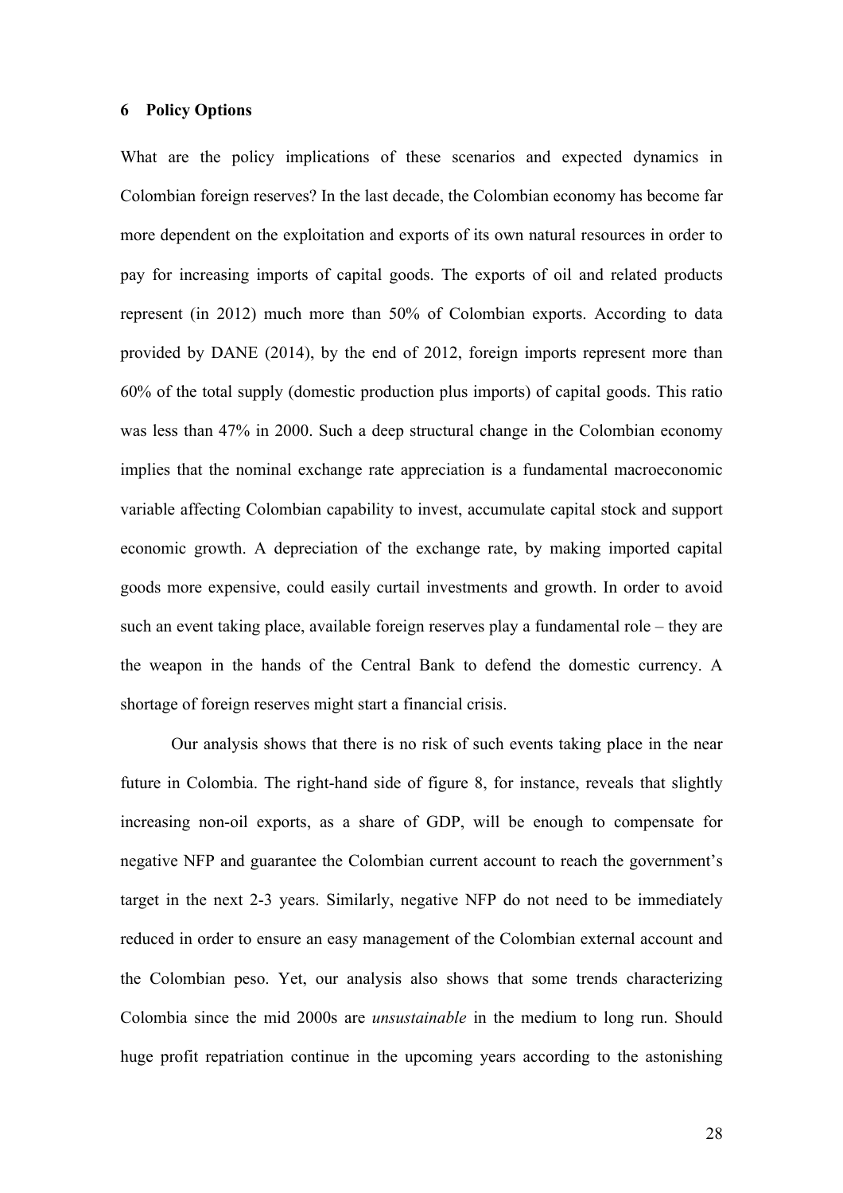## 6 Policy Options

What are the policy implications of these scenarios and expected dynamics in Colombian foreign reserves? In the last decade, the Colombian economy has become far more dependent on the exploitation and exports of its own natural resources in order to pay for increasing imports of capital goods. The exports of oil and related products represent (in 2012) much more than 50% of Colombian exports. According to data provided by DANE (2014), by the end of 2012, foreign imports represent more than 60% of the total supply (domestic production plus imports) of capital goods. This ratio was less than 47% in 2000. Such a deep structural change in the Colombian economy implies that the nominal exchange rate appreciation is a fundamental macroeconomic variable affecting Colombian capability to invest, accumulate capital stock and support economic growth. A depreciation of the exchange rate, by making imported capital goods more expensive, could easily curtail investments and growth. In order to avoid such an event taking place, available foreign reserves play a fundamental role – they are the weapon in the hands of the Central Bank to defend the domestic currency. A shortage of foreign reserves might start a financial crisis.

Our analysis shows that there is no risk of such events taking place in the near future in Colombia. The right-hand side of figure 8, for instance, reveals that slightly increasing non-oil exports, as a share of GDP, will be enough to compensate for negative NFP and guarantee the Colombian current account to reach the government's target in the next 2-3 years. Similarly, negative NFP do not need to be immediately reduced in order to ensure an easy management of the Colombian external account and the Colombian peso. Yet, our analysis also shows that some trends characterizing Colombia since the mid 2000s are *unsustainable* in the medium to long run. Should huge profit repatriation continue in the upcoming years according to the astonishing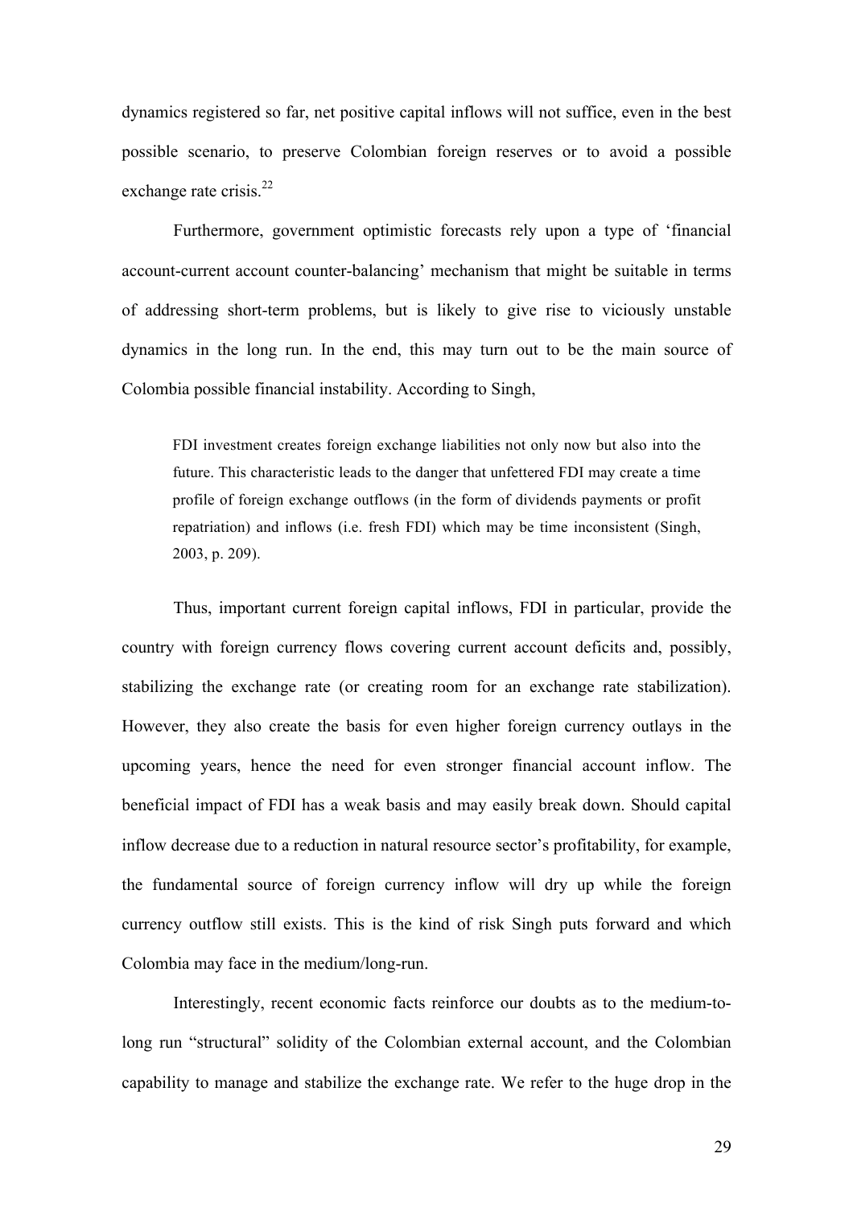dynamics registered so far, net positive capital inflows will not suffice, even in the best possible scenario, to preserve Colombian foreign reserves or to avoid a possible exchange rate crisis.[22]

Furthermore, government optimistic forecasts rely upon a type of 'financial account-current account counter-balancing' mechanism that might be suitable in terms of addressing short-term problems, but is likely to give rise to viciously unstable dynamics in the long run. In the end, this may turn out to be the main source of Colombia possible financial instability. According to Singh,

> FDI investment creates foreign exchange liabilities not only now but also into the future. This characteristic leads to the danger that unfettered FDI may create a time profile of foreign exchange outflows (in the form of dividends payments or profit repatriation) and inflows (i.e. fresh FDI) which may be time inconsistent (Singh, 2003, p. 209).

Thus, important current foreign capital inflows, FDI in particular, provide the country with foreign currency flows covering current account deficits and, possibly, stabilizing the exchange rate (or creating room for an exchange rate stabilization). However, they also create the basis for even higher foreign currency outlays in the upcoming years, hence the need for even stronger financial account inflow. The beneficial impact of FDI has a weak basis and may easily break down. Should capital inflow decrease due to a reduction in natural resource sector's profitability, for example, the fundamental source of foreign currency inflow will dry up while the foreign currency outflow still exists. This is the kind of risk Singh puts forward and which Colombia may face in the medium/long-run.

Interestingly, recent economic facts reinforce our doubts as to the medium-to-long run "structural" solidity of the Colombian external account, and the Colombian capability to manage and stabilize the exchange rate. We refer to the huge drop in the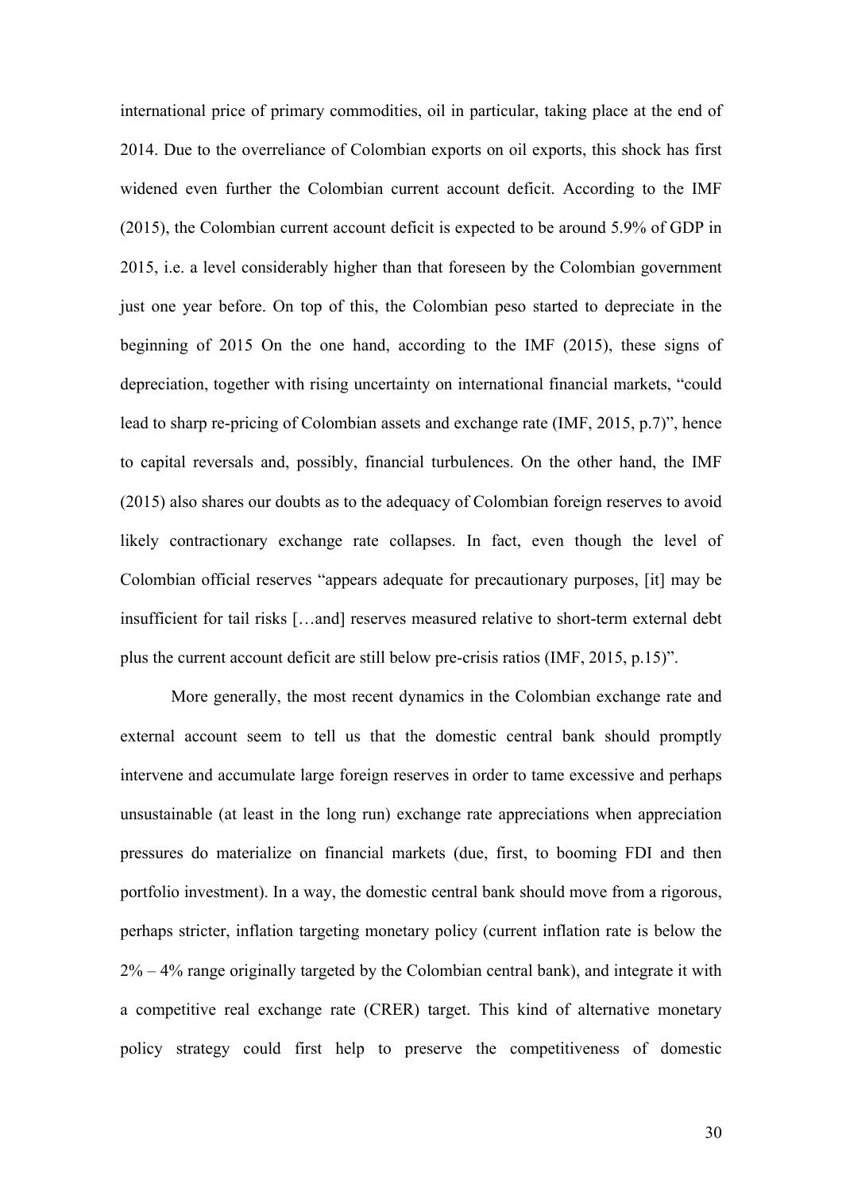international price of primary commodities, oil in particular, taking place at the end of 2014. Due to the overreliance of Colombian exports on oil exports, this shock has first widened even further the Colombian current account deficit. According to the IMF (2015), the Colombian current account deficit is expected to be around 5.9% of GDP in 2015, i.e. a level considerably higher than that foreseen by the Colombian government just one year before. On top of this, the Colombian peso started to depreciate in the beginning of 2015 On the one hand, according to the IMF (2015), these signs of depreciation, together with rising uncertainty on international financial markets, "could lead to sharp re-pricing of Colombian assets and exchange rate (IMF, 2015, p.7)", hence to capital reversals and, possibly, financial turbulences. On the other hand, the IMF (2015) also shares our doubts as to the adequacy of Colombian foreign reserves to avoid likely contractionary exchange rate collapses. In fact, even though the level of Colombian official reserves "appears adequate for precautionary purposes, [it] may be insufficient for tail risks […and] reserves measured relative to short-term external debt plus the current account deficit are still below pre-crisis ratios (IMF, 2015, p.15)".

More generally, the most recent dynamics in the Colombian exchange rate and external account seem to tell us that the domestic central bank should promptly intervene and accumulate large foreign reserves in order to tame excessive and perhaps unsustainable (at least in the long run) exchange rate appreciations when appreciation pressures do materialize on financial markets (due, first, to booming FDI and then portfolio investment). In a way, the domestic central bank should move from a rigorous, perhaps stricter, inflation targeting monetary policy (current inflation rate is below the 2% – 4% range originally targeted by the Colombian central bank), and integrate it with a competitive real exchange rate (CRER) target. This kind of alternative monetary policy strategy could first help to preserve the competitiveness of domestic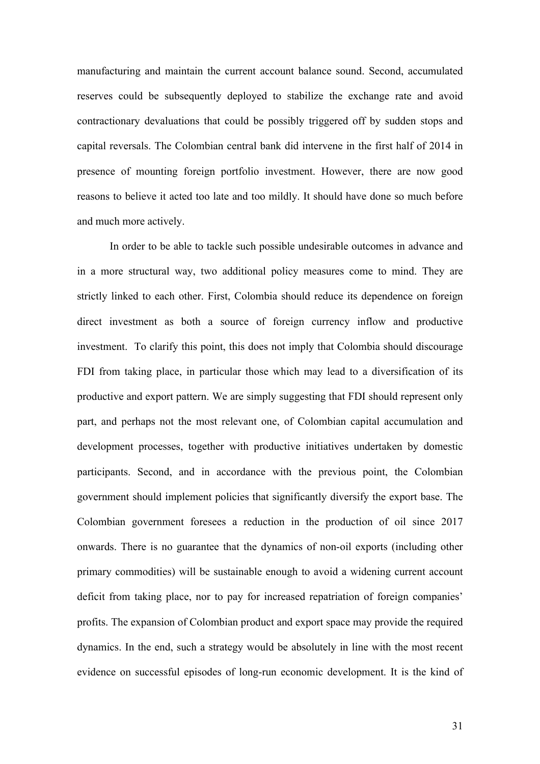manufacturing and maintain the current account balance sound. Second, accumulated reserves could be subsequently deployed to stabilize the exchange rate and avoid contractionary devaluations that could be possibly triggered off by sudden stops and capital reversals. The Colombian central bank did intervene in the first half of 2014 in presence of mounting foreign portfolio investment. However, there are now good reasons to believe it acted too late and too mildly. It should have done so much before and much more actively.

In order to be able to tackle such possible undesirable outcomes in advance and in a more structural way, two additional policy measures come to mind. They are strictly linked to each other. First, Colombia should reduce its dependence on foreign direct investment as both a source of foreign currency inflow and productive investment. To clarify this point, this does not imply that Colombia should discourage FDI from taking place, in particular those which may lead to a diversification of its productive and export pattern. We are simply suggesting that FDI should represent only part, and perhaps not the most relevant one, of Colombian capital accumulation and development processes, together with productive initiatives undertaken by domestic participants. Second, and in accordance with the previous point, the Colombian government should implement policies that significantly diversify the export base. The Colombian government foresees a reduction in the production of oil since 2017 onwards. There is no guarantee that the dynamics of non-oil exports (including other primary commodities) will be sustainable enough to avoid a widening current account deficit from taking place, nor to pay for increased repatriation of foreign companies' profits. The expansion of Colombian product and export space may provide the required dynamics. In the end, such a strategy would be absolutely in line with the most recent evidence on successful episodes of long-run economic development. It is the kind of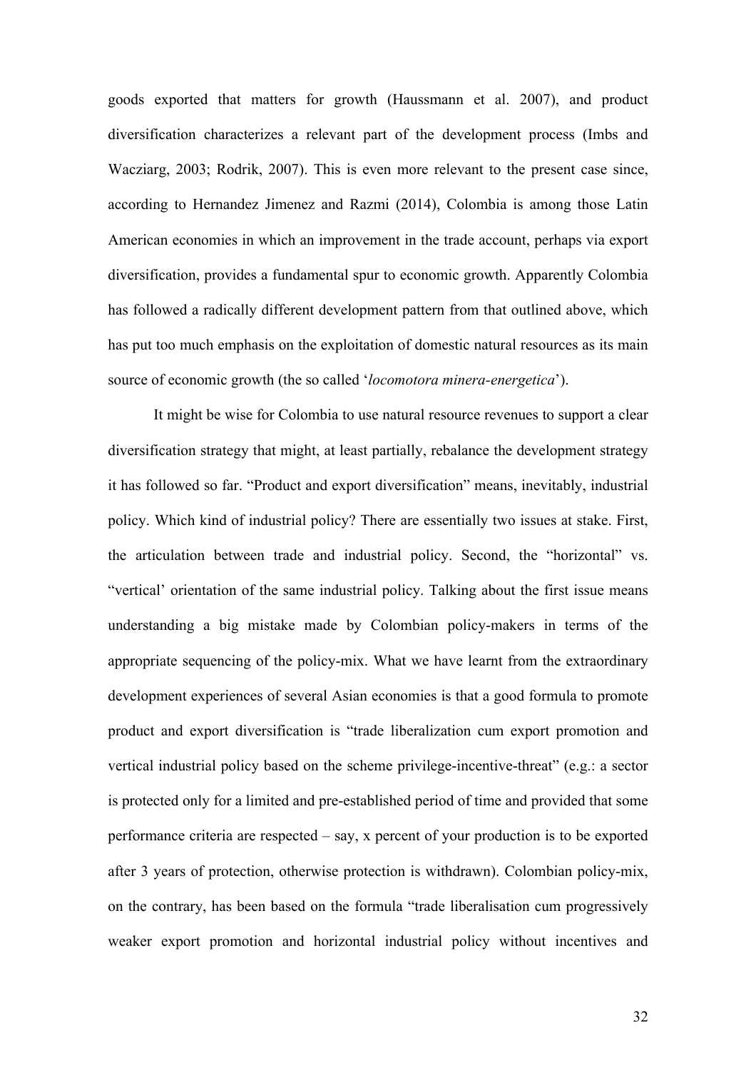goods exported that matters for growth (Haussmann et al. 2007), and product diversification characterizes a relevant part of the development process (Imbs and Wacziarg, 2003; Rodrik, 2007). This is even more relevant to the present case since, according to Hernandez Jimenez and Razmi (2014), Colombia is among those Latin American economies in which an improvement in the trade account, perhaps via export diversification, provides a fundamental spur to economic growth. Apparently Colombia has followed a radically different development pattern from that outlined above, which has put too much emphasis on the exploitation of domestic natural resources as its main source of economic growth (the so called '*locomotora minera-energetica*').

It might be wise for Colombia to use natural resource revenues to support a clear diversification strategy that might, at least partially, rebalance the development strategy it has followed so far. "Product and export diversification" means, inevitably, industrial policy. Which kind of industrial policy? There are essentially two issues at stake. First, the articulation between trade and industrial policy. Second, the "horizontal" vs. "vertical' orientation of the same industrial policy. Talking about the first issue means understanding a big mistake made by Colombian policy-makers in terms of the appropriate sequencing of the policy-mix. What we have learnt from the extraordinary development experiences of several Asian economies is that a good formula to promote product and export diversification is "trade liberalization cum export promotion and vertical industrial policy based on the scheme privilege-incentive-threat" (e.g.: a sector is protected only for a limited and pre-established period of time and provided that some performance criteria are respected – say, x percent of your production is to be exported after 3 years of protection, otherwise protection is withdrawn). Colombian policy-mix, on the contrary, has been based on the formula "trade liberalisation cum progressively weaker export promotion and horizontal industrial policy without incentives and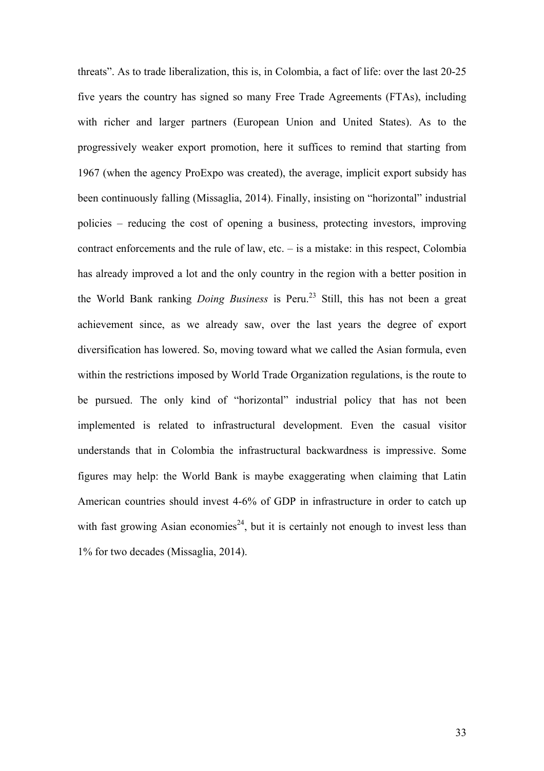threats”. As to trade liberalization, this is, in Colombia, a fact of life: over the last 20-25 five years the country has signed so many Free Trade Agreements (FTAs), including with richer and larger partners (European Union and United States). As to the progressively weaker export promotion, here it suffices to remind that starting from 1967 (when the agency ProExpo was created), the average, implicit export subsidy has been continuously falling (Missaglia, 2014). Finally, insisting on “horizontal” industrial policies – reducing the cost of opening a business, protecting investors, improving contract enforcements and the rule of law, etc. – is a mistake: in this respect, Colombia has already improved a lot and the only country in the region with a better position in the World Bank ranking *Doing Business* is Peru.[23] Still, this has not been a great achievement since, as we already saw, over the last years the degree of export diversification has lowered. So, moving toward what we called the Asian formula, even within the restrictions imposed by World Trade Organization regulations, is the route to be pursued. The only kind of “horizontal” industrial policy that has not been implemented is related to infrastructural development. Even the casual visitor understands that in Colombia the infrastructural backwardness is impressive. Some figures may help: the World Bank is maybe exaggerating when claiming that Latin American countries should invest 4-6% of GDP in infrastructure in order to catch up with fast growing Asian economies[24], but it is certainly not enough to invest less than 1% for two decades (Missaglia, 2014).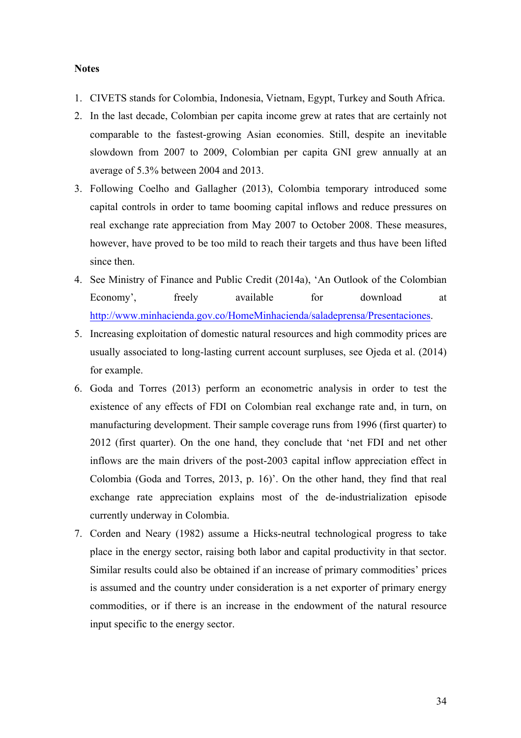**Notes**

1. CIVETS stands for Colombia, Indonesia, Vietnam, Egypt, Turkey and South Africa.
2. In the last decade, Colombian per capita income grew at rates that are certainly not comparable to the fastest-growing Asian economies. Still, despite an inevitable slowdown from 2007 to 2009, Colombian per capita GNI grew annually at an average of 5.3% between 2004 and 2013.
3. Following Coelho and Gallagher (2013), Colombia temporary introduced some capital controls in order to tame booming capital inflows and reduce pressures on real exchange rate appreciation from May 2007 to October 2008. These measures, however, have proved to be too mild to reach their targets and thus have been lifted since then.
4. See Ministry of Finance and Public Credit (2014a), 'An Outlook of the Colombian Economy', freely available for download at http://www.minhacienda.gov.co/HomeMinhacienda/saladeprensa/Presentaciones.
5. Increasing exploitation of domestic natural resources and high commodity prices are usually associated to long-lasting current account surpluses, see Ojeda et al. (2014) for example.
6. Goda and Torres (2013) perform an econometric analysis in order to test the existence of any effects of FDI on Colombian real exchange rate and, in turn, on manufacturing development. Their sample coverage runs from 1996 (first quarter) to 2012 (first quarter). On the one hand, they conclude that 'net FDI and net other inflows are the main drivers of the post-2003 capital inflow appreciation effect in Colombia (Goda and Torres, 2013, p. 16)'. On the other hand, they find that real exchange rate appreciation explains most of the de-industrialization episode currently underway in Colombia.
7. Corden and Neary (1982) assume a Hicks-neutral technological progress to take place in the energy sector, raising both labor and capital productivity in that sector. Similar results could also be obtained if an increase of primary commodities' prices is assumed and the country under consideration is a net exporter of primary energy commodities, or if there is an increase in the endowment of the natural resource input specific to the energy sector.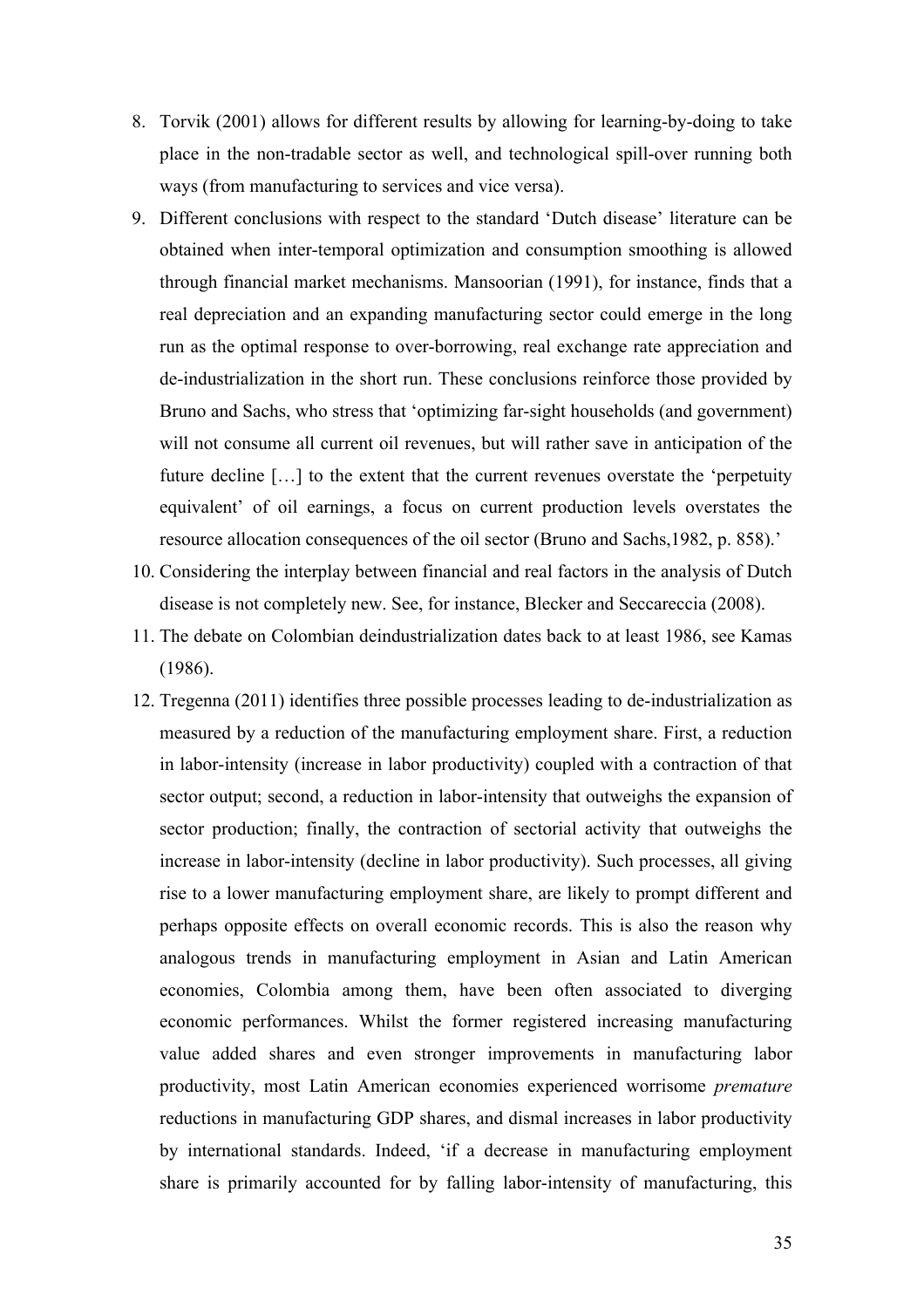8. Torvik (2001) allows for different results by allowing for learning-by-doing to take place in the non-tradable sector as well, and technological spill-over running both ways (from manufacturing to services and vice versa).
9. Different conclusions with respect to the standard 'Dutch disease' literature can be obtained when inter-temporal optimization and consumption smoothing is allowed through financial market mechanisms. Mansoorian (1991), for instance, finds that a real depreciation and an expanding manufacturing sector could emerge in the long run as the optimal response to over-borrowing, real exchange rate appreciation and de-industrialization in the short run. These conclusions reinforce those provided by Bruno and Sachs, who stress that 'optimizing far-sight households (and government) will not consume all current oil revenues, but will rather save in anticipation of the future decline […] to the extent that the current revenues overstate the 'perpetuity equivalent' of oil earnings, a focus on current production levels overstates the resource allocation consequences of the oil sector (Bruno and Sachs,1982, p. 858).'
10. Considering the interplay between financial and real factors in the analysis of Dutch disease is not completely new. See, for instance, Blecker and Seccareccia (2008).
11. The debate on Colombian deindustrialization dates back to at least 1986, see Kamas (1986).
12. Tregenna (2011) identifies three possible processes leading to de-industrialization as measured by a reduction of the manufacturing employment share. First, a reduction in labor-intensity (increase in labor productivity) coupled with a contraction of that sector output; second, a reduction in labor-intensity that outweighs the expansion of sector production; finally, the contraction of sectorial activity that outweighs the increase in labor-intensity (decline in labor productivity). Such processes, all giving rise to a lower manufacturing employment share, are likely to prompt different and perhaps opposite effects on overall economic records. This is also the reason why analogous trends in manufacturing employment in Asian and Latin American economies, Colombia among them, have been often associated to diverging economic performances. Whilst the former registered increasing manufacturing value added shares and even stronger improvements in manufacturing labor productivity, most Latin American economies experienced worrisome *premature* reductions in manufacturing GDP shares, and dismal increases in labor productivity by international standards. Indeed, 'if a decrease in manufacturing employment share is primarily accounted for by falling labor-intensity of manufacturing, this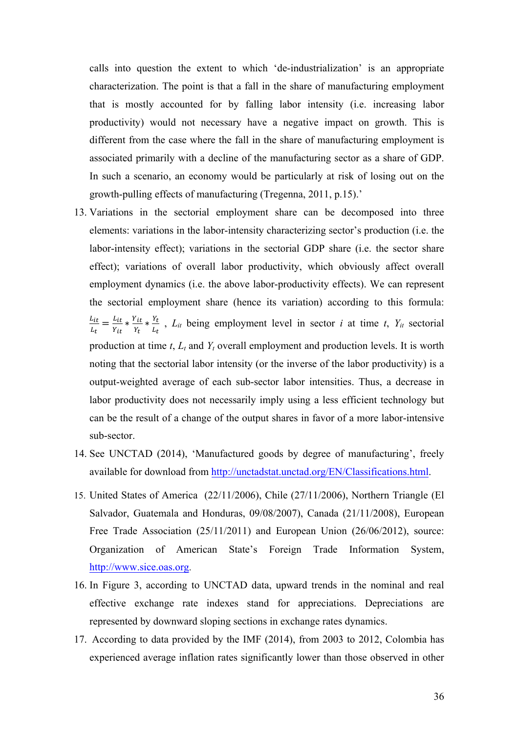calls into question the extent to which 'de-industrialization' is an appropriate characterization. The point is that a fall in the share of manufacturing employment that is mostly accounted for by falling labor intensity (i.e. increasing labor productivity) would not necessary have a negative impact on growth. This is different from the case where the fall in the share of manufacturing employment is associated primarily with a decline of the manufacturing sector as a share of GDP. In such a scenario, an economy would be particularly at risk of losing out on the growth-pulling effects of manufacturing (Tregenna, 2011, p.15).'

13. Variations in the sectorial employment share can be decomposed into three elements: variations in the labor-intensity characterizing sector's production (i.e. the labor-intensity effect); variations in the sectorial GDP share (i.e. the sector share effect); variations of overall labor productivity, which obviously affect overall employment dynamics (i.e. the above labor-productivity effects). We can represent the sectorial employment share (hence its variation) according to this formula: $\frac{L_{it}}{L_t} = \frac{L_{it}}{Y_{it}} * \frac{Y_{it}}{Y_t} * \frac{Y_t}{L_t}$ , $L_{it}$ being employment level in sector $i$ at time $t$, $Y_{it}$ sectorial production at time $t$, $L_t$ and $Y_t$ overall employment and production levels. It is worth noting that the sectorial labor intensity (or the inverse of the labor productivity) is a output-weighted average of each sub-sector labor intensities. Thus, a decrease in labor productivity does not necessarily imply using a less efficient technology but can be the result of a change of the output shares in favor of a more labor-intensive sub-sector.
14. See UNCTAD (2014), 'Manufactured goods by degree of manufacturing', freely available for download from http://unctadstat.unctad.org/EN/Classifications.html.
15. United States of America (22/11/2006), Chile (27/11/2006), Northern Triangle (El Salvador, Guatemala and Honduras, 09/08/2007), Canada (21/11/2008), European Free Trade Association (25/11/2011) and European Union (26/06/2012), source: Organization of American State's Foreign Trade Information System, http://www.sice.oas.org.
16. In Figure 3, according to UNCTAD data, upward trends in the nominal and real effective exchange rate indexes stand for appreciations. Depreciations are represented by downward sloping sections in exchange rates dynamics.
17. According to data provided by the IMF (2014), from 2003 to 2012, Colombia has experienced average inflation rates significantly lower than those observed in other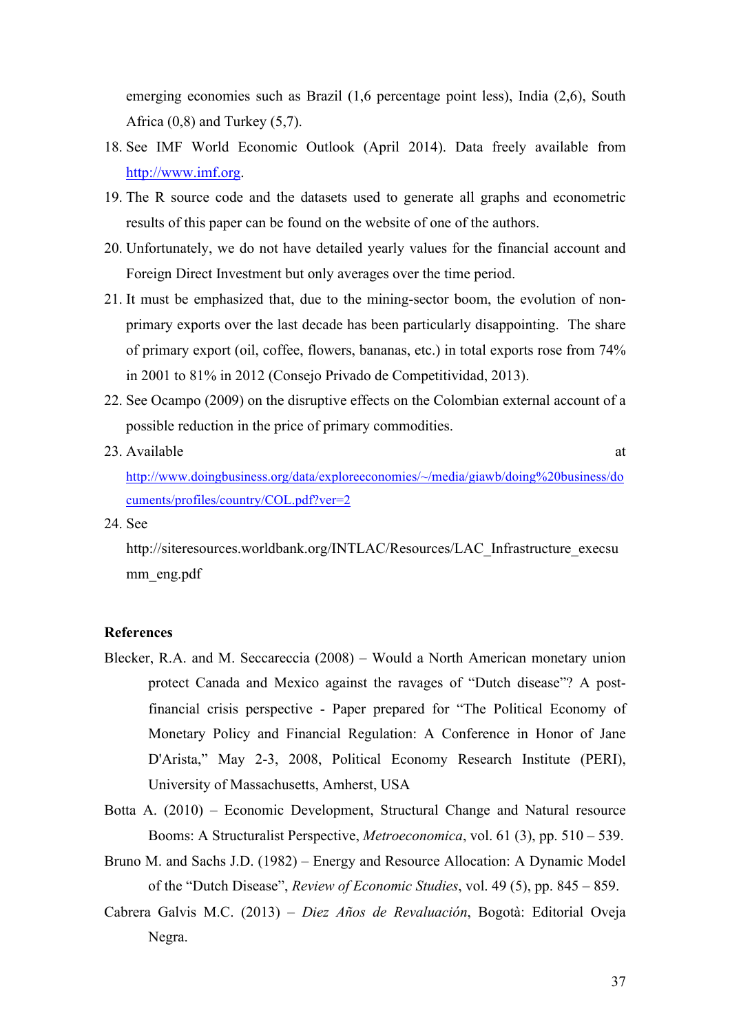emerging economies such as Brazil (1,6 percentage point less), India (2,6), South Africa (0,8) and Turkey (5,7).

18. See IMF World Economic Outlook (April 2014). Data freely available from http://www.imf.org.
19. The R source code and the datasets used to generate all graphs and econometric results of this paper can be found on the website of one of the authors.
20. Unfortunately, we do not have detailed yearly values for the financial account and Foreign Direct Investment but only averages over the time period.
21. It must be emphasized that, due to the mining-sector boom, the evolution of non-primary exports over the last decade has been particularly disappointing. The share of primary export (oil, coffee, flowers, bananas, etc.) in total exports rose from 74% in 2001 to 81% in 2012 (Consejo Privado de Competitividad, 2013).
22. See Ocampo (2009) on the disruptive effects on the Colombian external account of a possible reduction in the price of primary commodities.
23. Available at http://www.doingbusiness.org/data/exploreeconomies/~/media/giawb/doing%20business/documents/profiles/country/COL.pdf?ver=2
24. See http://siteresources.worldbank.org/INTLAC/Resources/LAC_Infrastructure_execsumm_eng.pdf

**References**

Blecker, R.A. and M. Seccareccia (2008) – Would a North American monetary union protect Canada and Mexico against the ravages of “Dutch disease”? A post-financial crisis perspective - Paper prepared for “The Political Economy of Monetary Policy and Financial Regulation: A Conference in Honor of Jane D'Arista,” May 2-3, 2008, Political Economy Research Institute (PERI), University of Massachusetts, Amherst, USA

Botta A. (2010) – Economic Development, Structural Change and Natural resource Booms: A Structuralist Perspective, *Metroeconomica*, vol. 61 (3), pp. 510 – 539.

Bruno M. and Sachs J.D. (1982) – Energy and Resource Allocation: A Dynamic Model of the “Dutch Disease”, *Review of Economic Studies*, vol. 49 (5), pp. 845 – 859.

Cabrera Galvis M.C. (2013) – *Diez Años de Revaluación*, Bogotà: Editorial Oveja Negra.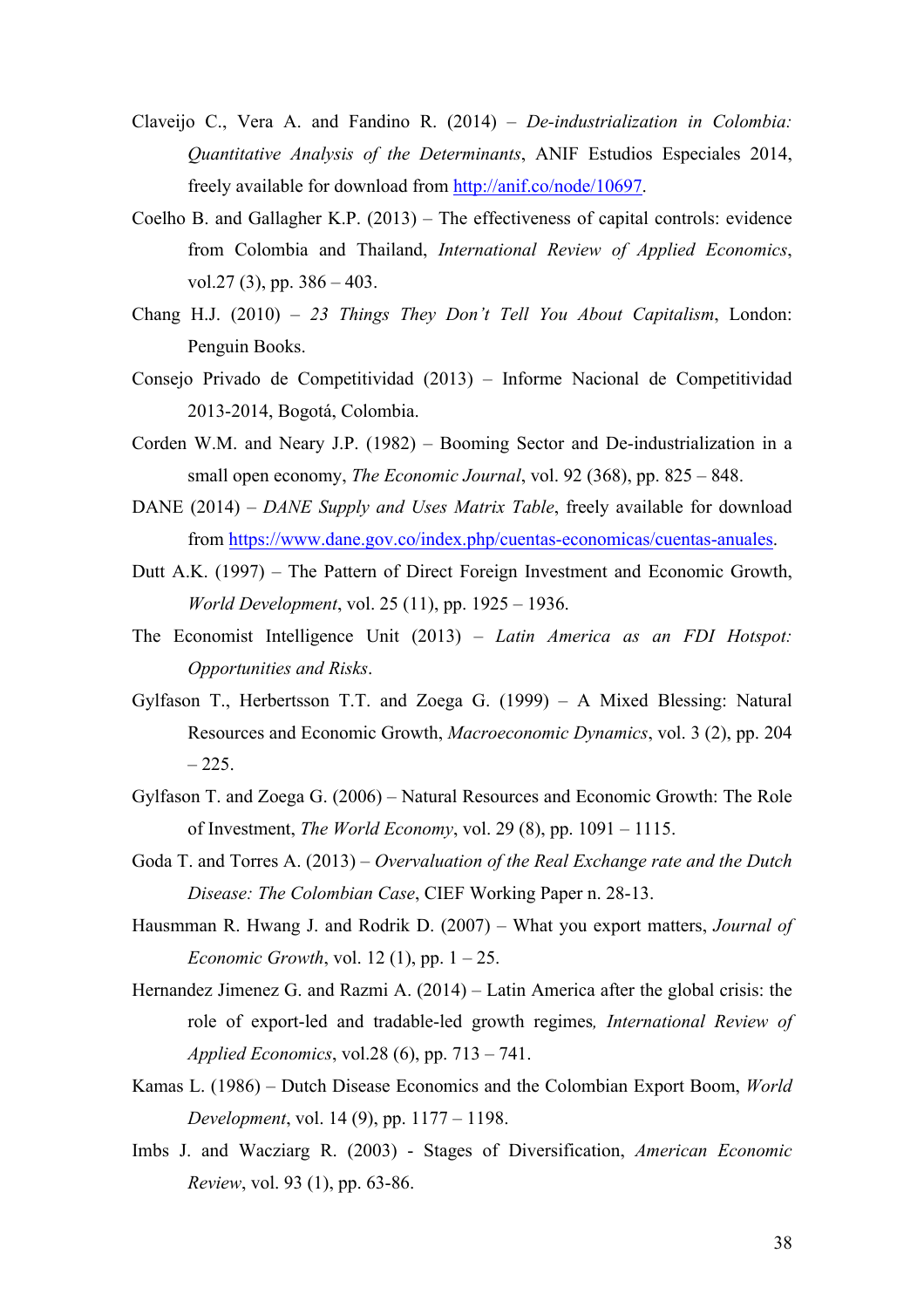Claveijo C., Vera A. and Fandino R. (2014) – *De-industrialization in Colombia: Quantitative Analysis of the Determinants*, ANIF Estudios Especiales 2014, freely available for download from http://anif.co/node/10697.

Coelho B. and Gallagher K.P. (2013) – The effectiveness of capital controls: evidence from Colombia and Thailand, *International Review of Applied Economics*, vol.27 (3), pp. 386 – 403.

Chang H.J. (2010) – *23 Things They Don't Tell You About Capitalism*, London: Penguin Books.

Consejo Privado de Competitividad (2013) – Informe Nacional de Competitividad 2013-2014, Bogotá, Colombia.

Corden W.M. and Neary J.P. (1982) – Booming Sector and De-industrialization in a small open economy, *The Economic Journal*, vol. 92 (368), pp. 825 – 848.

DANE (2014) – *DANE Supply and Uses Matrix Table*, freely available for download from https://www.dane.gov.co/index.php/cuentas-economicas/cuentas-anuales.

Dutt A.K. (1997) – The Pattern of Direct Foreign Investment and Economic Growth, *World Development*, vol. 25 (11), pp. 1925 – 1936.

The Economist Intelligence Unit (2013) – *Latin America as an FDI Hotspot: Opportunities and Risks*.

Gylfason T., Herbertsson T.T. and Zoega G. (1999) – A Mixed Blessing: Natural Resources and Economic Growth, *Macroeconomic Dynamics*, vol. 3 (2), pp. 204 – 225.

Gylfason T. and Zoega G. (2006) – Natural Resources and Economic Growth: The Role of Investment, *The World Economy*, vol. 29 (8), pp. 1091 – 1115.

Goda T. and Torres A. (2013) – *Overvaluation of the Real Exchange rate and the Dutch Disease: The Colombian Case*, CIEF Working Paper n. 28-13.

Hausmman R. Hwang J. and Rodrik D. (2007) – What you export matters, *Journal of Economic Growth*, vol. 12 (1), pp. 1 – 25.

Hernandez Jimenez G. and Razmi A. (2014) – Latin America after the global crisis: the role of export-led and tradable-led growth regimes*, International Review of Applied Economics*, vol.28 (6), pp. 713 – 741.

Kamas L. (1986) – Dutch Disease Economics and the Colombian Export Boom, *World Development*, vol. 14 (9), pp. 1177 – 1198.

Imbs J. and Wacziarg R. (2003) - Stages of Diversification, *American Economic Review*, vol. 93 (1), pp. 63-86.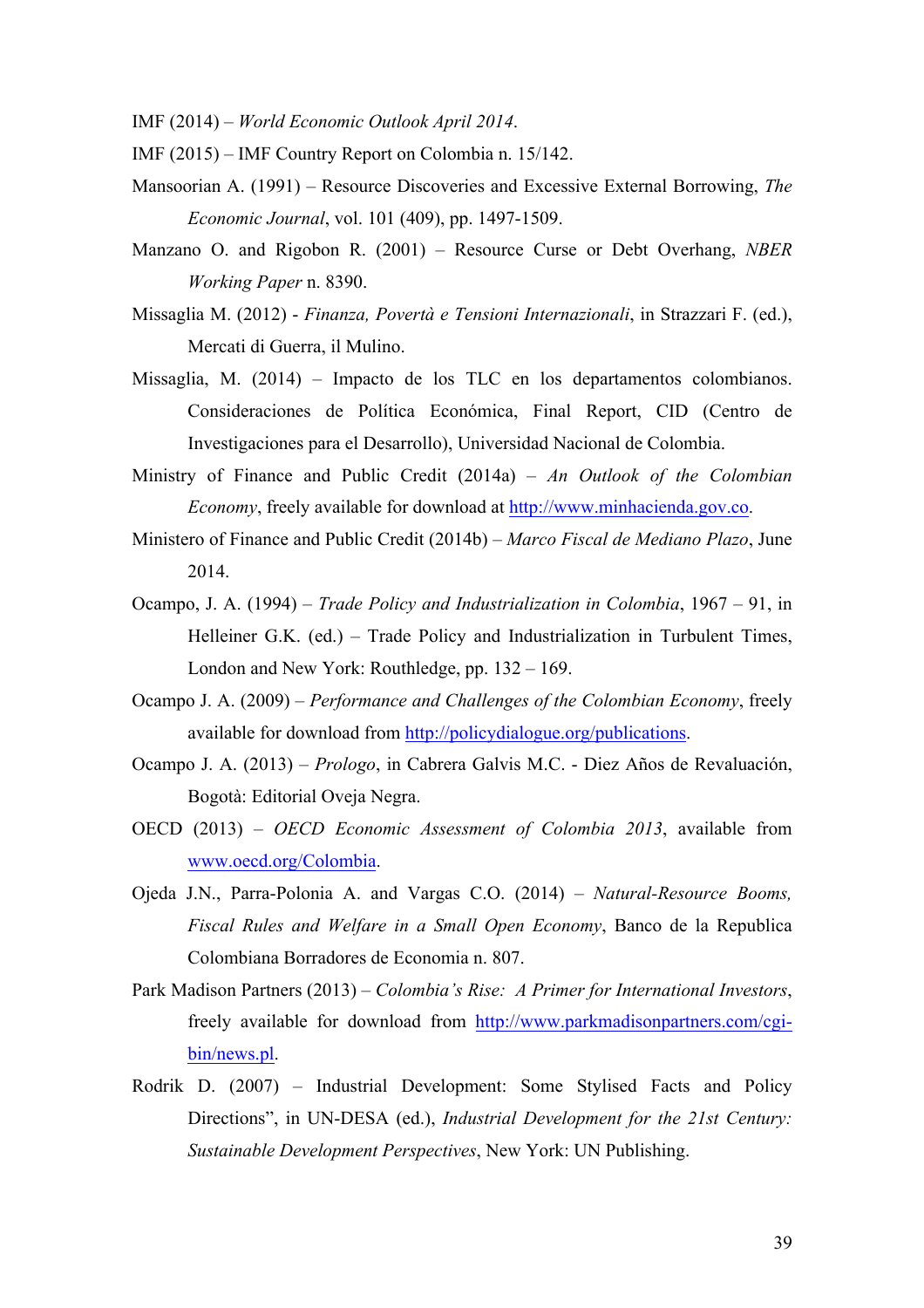IMF (2014) – *World Economic Outlook April 2014*.

IMF (2015) – IMF Country Report on Colombia n. 15/142.

Mansoorian A. (1991) – Resource Discoveries and Excessive External Borrowing, *The Economic Journal*, vol. 101 (409), pp. 1497-1509.

Manzano O. and Rigobon R. (2001) – Resource Curse or Debt Overhang, *NBER Working Paper* n. 8390.

Missaglia M. (2012) - *Finanza, Povertà e Tensioni Internazionali*, in Strazzari F. (ed.), Mercati di Guerra, il Mulino.

Missaglia, M. (2014) – Impacto de los TLC en los departamentos colombianos. Consideraciones de Política Económica, Final Report, CID (Centro de Investigaciones para el Desarrollo), Universidad Nacional de Colombia.

Ministry of Finance and Public Credit (2014a) – *An Outlook of the Colombian Economy*, freely available for download at http://www.minhacienda.gov.co.

Ministero of Finance and Public Credit (2014b) – *Marco Fiscal de Mediano Plazo*, June 2014.

Ocampo, J. A. (1994) – *Trade Policy and Industrialization in Colombia*, 1967 – 91, in Helleiner G.K. (ed.) – Trade Policy and Industrialization in Turbulent Times, London and New York: Routhledge, pp. 132 – 169.

Ocampo J. A. (2009) – *Performance and Challenges of the Colombian Economy*, freely available for download from http://policydialogue.org/publications.

Ocampo J. A. (2013) – *Prologo*, in Cabrera Galvis M.C. - Diez Años de Revaluación, Bogotà: Editorial Oveja Negra.

OECD (2013) – *OECD Economic Assessment of Colombia 2013*, available from www.oecd.org/Colombia.

Ojeda J.N., Parra-Polonia A. and Vargas C.O. (2014) – *Natural-Resource Booms, Fiscal Rules and Welfare in a Small Open Economy*, Banco de la Republica Colombiana Borradores de Economia n. 807.

Park Madison Partners (2013) – *Colombia's Rise: A Primer for International Investors*, freely available for download from http://www.parkmadisonpartners.com/cgi-bin/news.pl.

Rodrik D. (2007) – Industrial Development: Some Stylised Facts and Policy Directions", in UN-DESA (ed.), *Industrial Development for the 21st Century: Sustainable Development Perspectives*, New York: UN Publishing.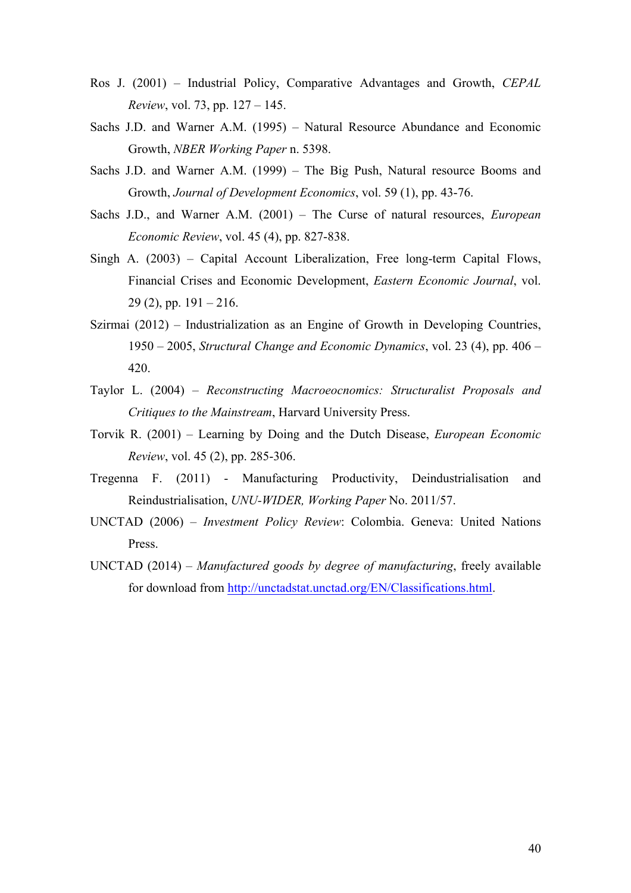Ros J. (2001) – Industrial Policy, Comparative Advantages and Growth, *CEPAL Review*, vol. 73, pp. 127 – 145.

Sachs J.D. and Warner A.M. (1995) – Natural Resource Abundance and Economic Growth, *NBER Working Paper* n. 5398.

Sachs J.D. and Warner A.M. (1999) – The Big Push, Natural resource Booms and Growth, *Journal of Development Economics*, vol. 59 (1), pp. 43-76.

Sachs J.D., and Warner A.M. (2001) – The Curse of natural resources, *European Economic Review*, vol. 45 (4), pp. 827-838.

Singh A. (2003) – Capital Account Liberalization, Free long-term Capital Flows, Financial Crises and Economic Development, *Eastern Economic Journal*, vol. 29 (2), pp. 191 – 216.

Szirmai (2012) – Industrialization as an Engine of Growth in Developing Countries, 1950 – 2005, *Structural Change and Economic Dynamics*, vol. 23 (4), pp. 406 – 420.

Taylor L. (2004) – *Reconstructing Macroeocnomics: Structuralist Proposals and Critiques to the Mainstream*, Harvard University Press.

Torvik R. (2001) – Learning by Doing and the Dutch Disease, *European Economic Review*, vol. 45 (2), pp. 285-306.

Tregenna F. (2011) - Manufacturing Productivity, Deindustrialisation and Reindustrialisation, *UNU-WIDER, Working Paper* No. 2011/57.

UNCTAD (2006) – *Investment Policy Review*: Colombia. Geneva: United Nations Press.

UNCTAD (2014) – *Manufactured goods by degree of manufacturing*, freely available for download from http://unctadstat.unctad.org/EN/Classifications.html.